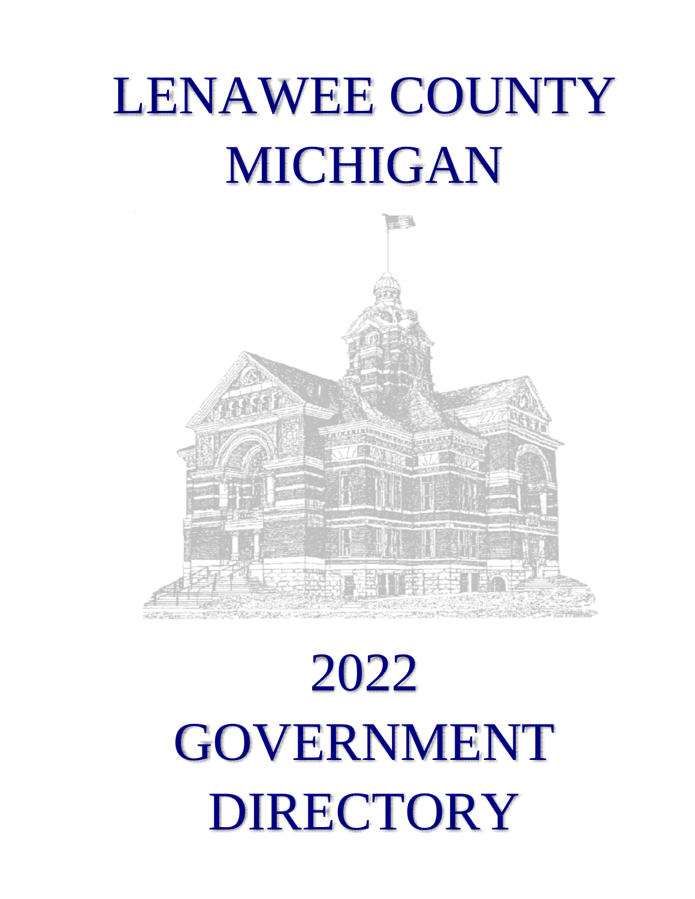# LENAWEE COUNTY MICHIGAN

# 2022 GOVERNMENT DIRECTORY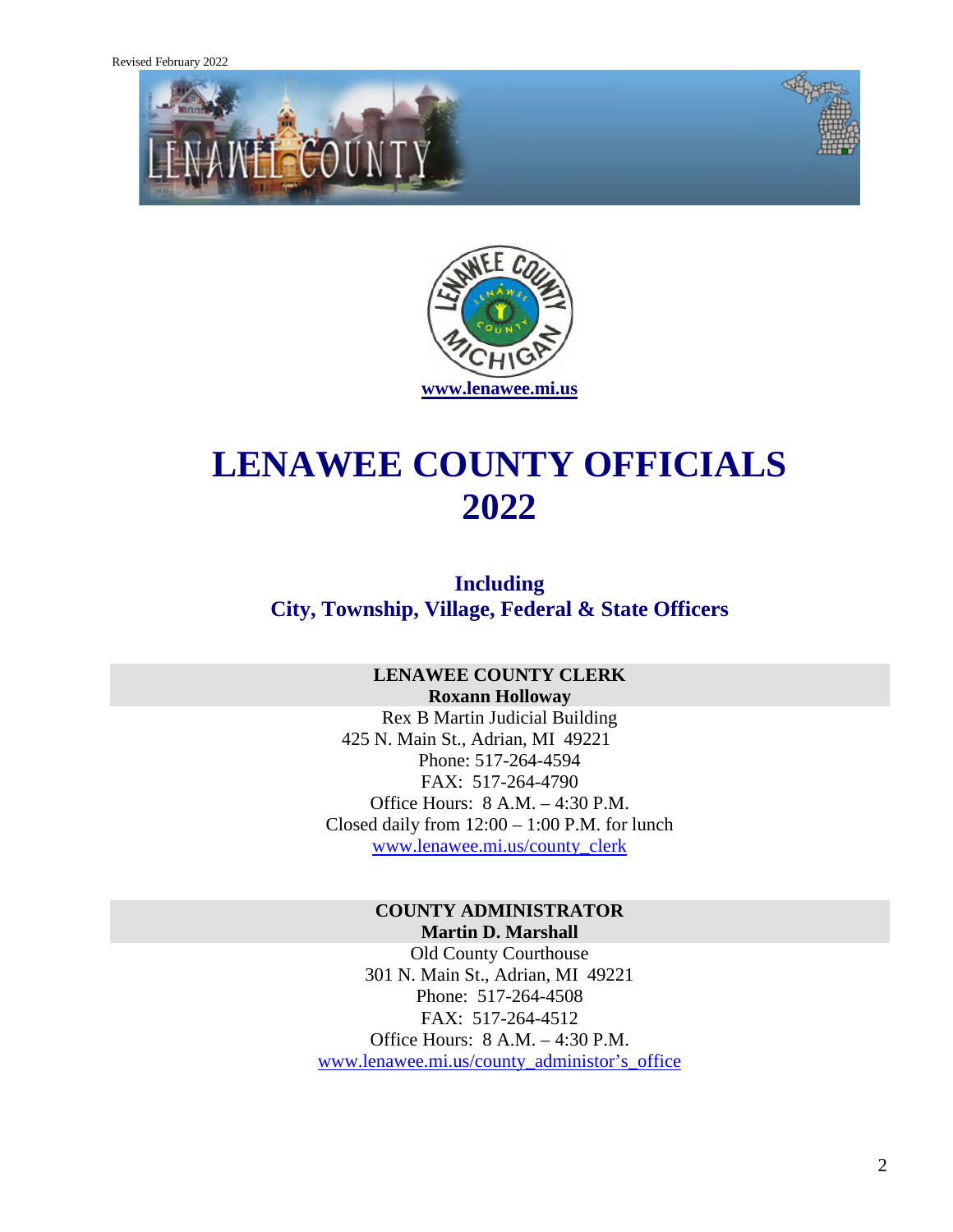Revised February 2022

www.lenawee.mi.us

# LENAWEE COUNTY OFFICIALS 2022

## Including City, Township, Village, Federal & State Officers

**LENAWEE COUNTY CLERK**
**Roxann Holloway**

Rex B Martin Judicial Building
425 N. Main St., Adrian, MI 49221
Phone: 517-264-4594
FAX: 517-264-4790
Office Hours: 8 A.M. – 4:30 P.M.
Closed daily from 12:00 – 1:00 P.M. for lunch
www.lenawee.mi.us/county_clerk

**COUNTY ADMINISTRATOR**
**Martin D. Marshall**

Old County Courthouse
301 N. Main St., Adrian, MI 49221
Phone: 517-264-4508
FAX: 517-264-4512
Office Hours: 8 A.M. – 4:30 P.M.
www.lenawee.mi.us/county_administor's_office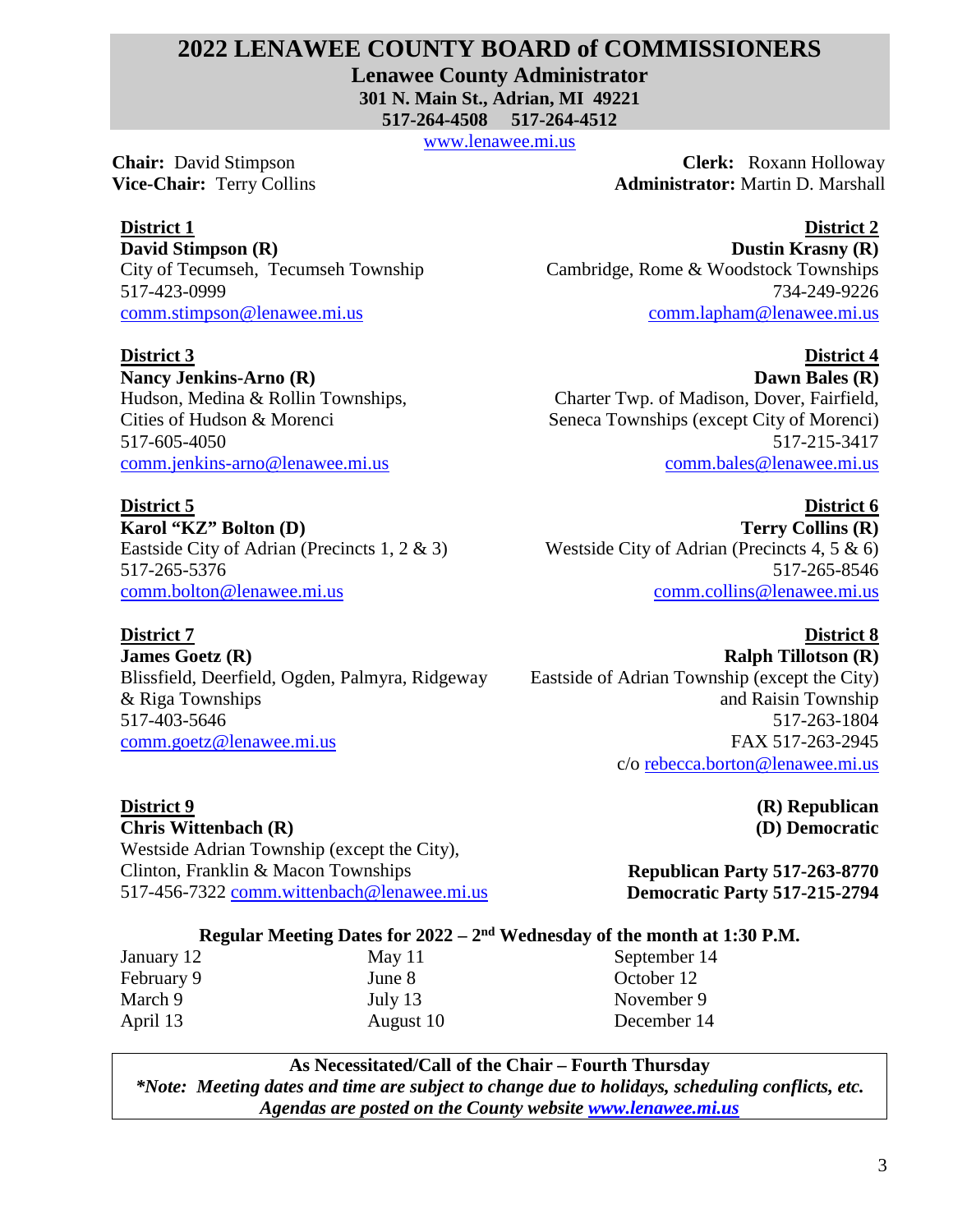# 2022 LENAWEE COUNTY BOARD of COMMISSIONERS

**Lenawee County Administrator**
**301 N. Main St., Adrian, MI 49221**
**517-264-4508 517-264-4512**
www.lenawee.mi.us

**Chair:** David Stimpson
**Vice-Chair:** Terry Collins
**Clerk:** Roxann Holloway
**Administrator:** Martin D. Marshall

**District 1**
**David Stimpson (R)**
City of Tecumseh, Tecumseh Township
517-423-0999
comm.stimpson@lenawee.mi.us

**District 2**
**Dustin Krasny (R)**
Cambridge, Rome & Woodstock Townships
734-249-9226
comm.lapham@lenawee.mi.us

**District 3**
**Nancy Jenkins-Arno (R)**
Hudson, Medina & Rollin Townships,
Cities of Hudson & Morenci
517-605-4050
comm.jenkins-arno@lenawee.mi.us

**District 4**
**Dawn Bales (R)**
Charter Twp. of Madison, Dover, Fairfield,
Seneca Townships (except City of Morenci)
517-215-3417
comm.bales@lenawee.mi.us

**District 5**
**Karol "KZ" Bolton (D)**
Eastside City of Adrian (Precincts 1, 2 & 3)
517-265-5376
comm.bolton@lenawee.mi.us

**District 6**
**Terry Collins (R)**
Westside City of Adrian (Precincts 4, 5 & 6)
517-265-8546
comm.collins@lenawee.mi.us

**District 7**
**James Goetz (R)**
Blissfield, Deerfield, Ogden, Palmyra, Ridgeway
& Riga Townships
517-403-5646
comm.goetz@lenawee.mi.us

**District 8**
**Ralph Tillotson (R)**
Eastside of Adrian Township (except the City)
and Raisin Township
517-263-1804
FAX 517-263-2945
c/o rebecca.borton@lenawee.mi.us

**District 9**
**Chris Wittenbach (R)**
Westside Adrian Township (except the City),
Clinton, Franklin & Macon Townships
517-456-7322 comm.wittenbach@lenawee.mi.us

**(R) Republican**
**(D) Democratic**

**Republican Party 517-263-8770**
**Democratic Party 517-215-2794**

**Regular Meeting Dates for 2022 – 2nd Wednesday of the month at 1:30 P.M.**

| | | |
|---|---|---|
| January 12 | May 11 | September 14 |
| February 9 | June 8 | October 12 |
| March 9 | July 13 | November 9 |
| April 13 | August 10 | December 14 |

**As Necessitated/Call of the Chair – Fourth Thursday**
***Note: Meeting dates and time are subject to change due to holidays, scheduling conflicts, etc.***
***Agendas are posted on the County website www.lenawee.mi.us***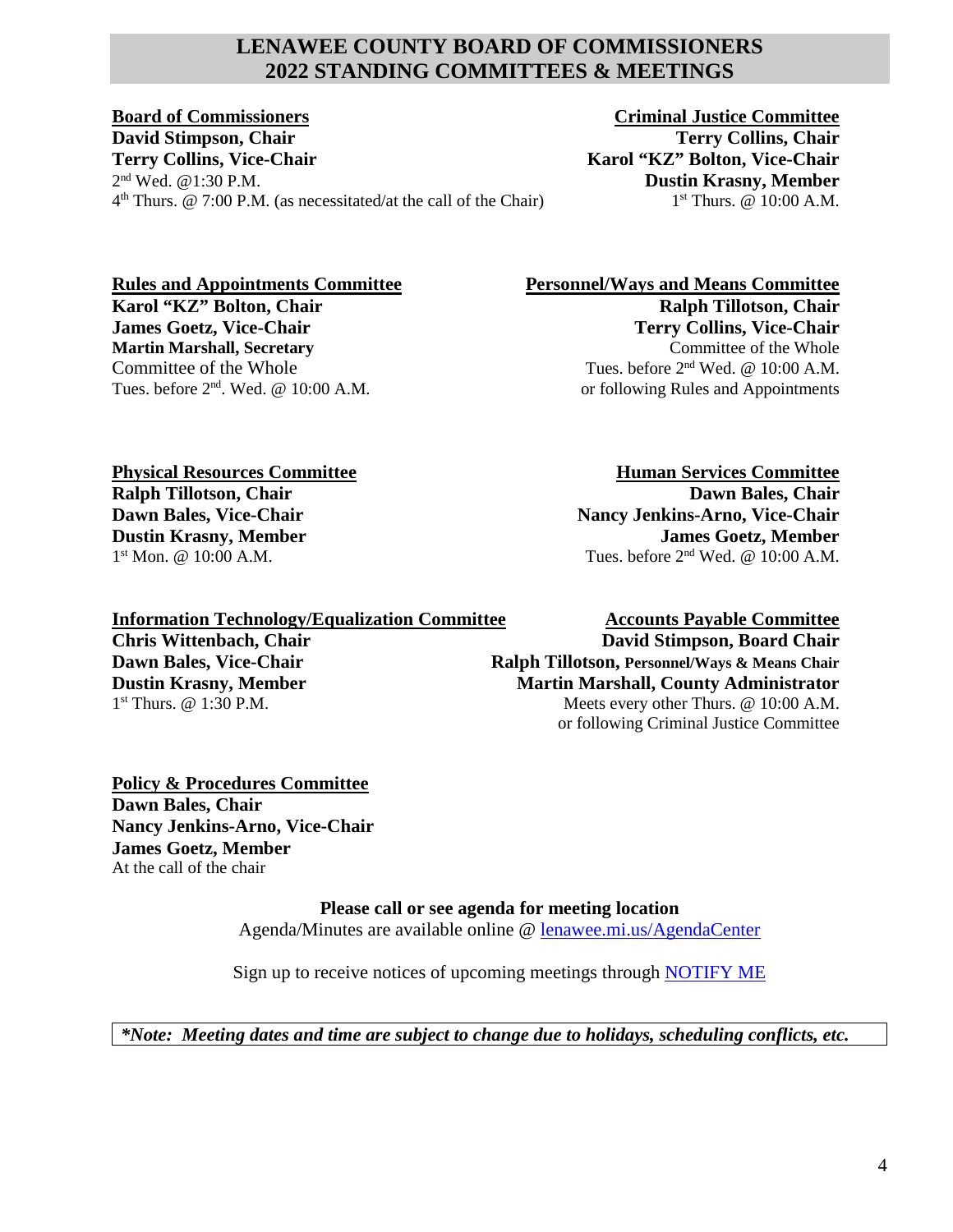# LENAWEE COUNTY BOARD OF COMMISSIONERS
# 2022 STANDING COMMITTEES & MEETINGS

**Board of Commissioners**
**David Stimpson, Chair**
**Terry Collins, Vice-Chair**
2nd Wed. @1:30 P.M.
4th Thurs. @ 7:00 P.M. (as necessitated/at the call of the Chair)

**Criminal Justice Committee**
**Terry Collins, Chair**
**Karol "KZ" Bolton, Vice-Chair**
**Dustin Krasny, Member**
1st Thurs. @ 10:00 A.M.

**Rules and Appointments Committee**
**Karol "KZ" Bolton, Chair**
**James Goetz, Vice-Chair**
**Martin Marshall, Secretary**
Committee of the Whole
Tues. before 2nd. Wed. @ 10:00 A.M.

**Personnel/Ways and Means Committee**
**Ralph Tillotson, Chair**
**Terry Collins, Vice-Chair**
Committee of the Whole
Tues. before 2nd Wed. @ 10:00 A.M.
or following Rules and Appointments

**Physical Resources Committee**
**Ralph Tillotson, Chair**
**Dawn Bales, Vice-Chair**
**Dustin Krasny, Member**
1st Mon. @ 10:00 A.M.

**Human Services Committee**
**Dawn Bales, Chair**
**Nancy Jenkins-Arno, Vice-Chair**
**James Goetz, Member**
Tues. before 2nd Wed. @ 10:00 A.M.

**Information Technology/Equalization Committee**
**Chris Wittenbach, Chair**
**Dawn Bales, Vice-Chair**
**Dustin Krasny, Member**
1st Thurs. @ 1:30 P.M.

**Accounts Payable Committee**
**David Stimpson, Board Chair**
**Ralph Tillotson, Personnel/Ways & Means Chair**
**Martin Marshall, County Administrator**
Meets every other Thurs. @ 10:00 A.M.
or following Criminal Justice Committee

**Policy & Procedures Committee**
**Dawn Bales, Chair**
**Nancy Jenkins-Arno, Vice-Chair**
**James Goetz, Member**
At the call of the chair

**Please call or see agenda for meeting location**
Agenda/Minutes are available online @ lenawee.mi.us/AgendaCenter

Sign up to receive notices of upcoming meetings through NOTIFY ME

***Note: Meeting dates and time are subject to change due to holidays, scheduling conflicts, etc.***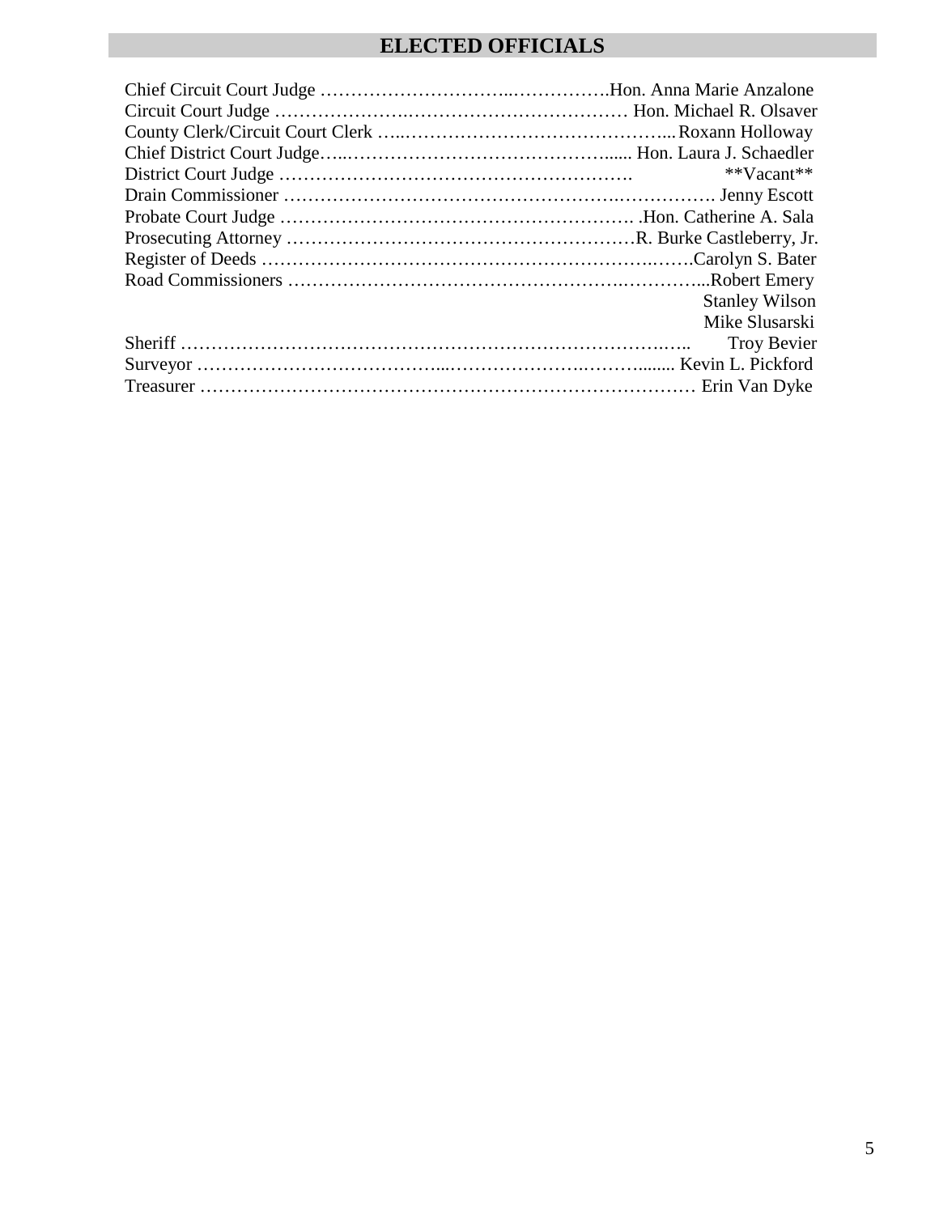## ELECTED OFFICIALS

| Position | Name |
|---|---|
| Chief Circuit Court Judge | Hon. Anna Marie Anzalone |
| Circuit Court Judge | Hon. Michael R. Olsaver |
| County Clerk/Circuit Court Clerk | Roxann Holloway |
| Chief District Court Judge | Hon. Laura J. Schaedler |
| District Court Judge | \*\*Vacant\*\* |
| Drain Commissioner | Jenny Escott |
| Probate Court Judge | Hon. Catherine A. Sala |
| Prosecuting Attorney | R. Burke Castleberry, Jr. |
| Register of Deeds | Carolyn S. Bater |
| Road Commissioners | Robert Emery |
| | Stanley Wilson |
| | Mike Slusarski |
| Sheriff | Troy Bevier |
| Surveyor | Kevin L. Pickford |
| Treasurer | Erin Van Dyke |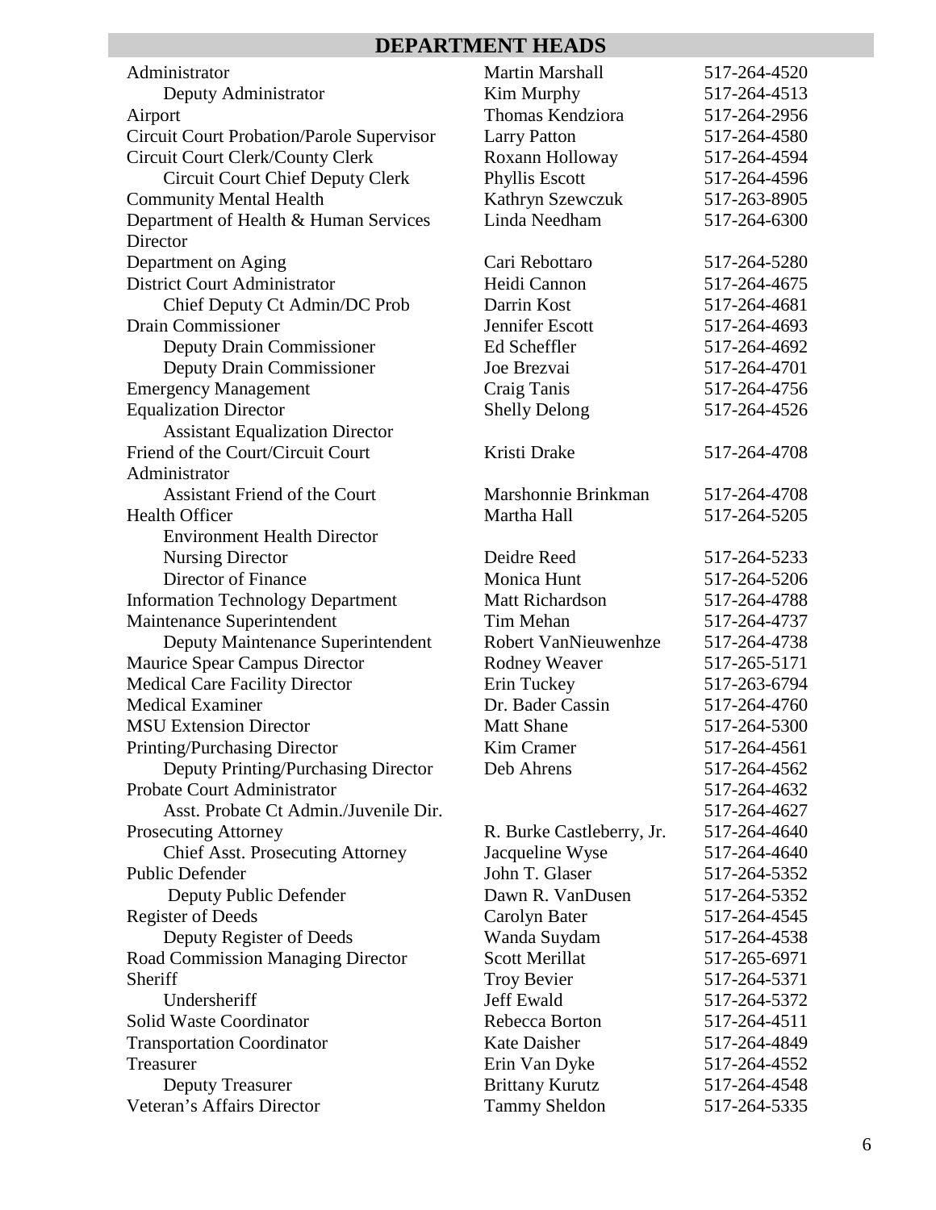## DEPARTMENT HEADS

| Title | Name | Phone |
|---|---|---|
| Administrator | Martin Marshall | 517-264-4520 |
| Deputy Administrator | Kim Murphy | 517-264-4513 |
| Airport | Thomas Kendziora | 517-264-2956 |
| Circuit Court Probation/Parole Supervisor | Larry Patton | 517-264-4580 |
| Circuit Court Clerk/County Clerk | Roxann Holloway | 517-264-4594 |
| Circuit Court Chief Deputy Clerk | Phyllis Escott | 517-264-4596 |
| Community Mental Health | Kathryn Szewczuk | 517-263-8905 |
| Department of Health & Human Services Director | Linda Needham | 517-264-6300 |
| Department on Aging | Cari Rebottaro | 517-264-5280 |
| District Court Administrator | Heidi Cannon | 517-264-4675 |
| Chief Deputy Ct Admin/DC Prob | Darrin Kost | 517-264-4681 |
| Drain Commissioner | Jennifer Escott | 517-264-4693 |
| Deputy Drain Commissioner | Ed Scheffler | 517-264-4692 |
| Deputy Drain Commissioner | Joe Brezvai | 517-264-4701 |
| Emergency Management | Craig Tanis | 517-264-4756 |
| Equalization Director | Shelly Delong | 517-264-4526 |
| Assistant Equalization Director | | |
| Friend of the Court/Circuit Court Administrator | Kristi Drake | 517-264-4708 |
| Assistant Friend of the Court | Marshonnie Brinkman | 517-264-4708 |
| Health Officer | Martha Hall | 517-264-5205 |
| Environment Health Director | | |
| Nursing Director | Deidre Reed | 517-264-5233 |
| Director of Finance | Monica Hunt | 517-264-5206 |
| Information Technology Department | Matt Richardson | 517-264-4788 |
| Maintenance Superintendent | Tim Mehan | 517-264-4737 |
| Deputy Maintenance Superintendent | Robert VanNieuwenhze | 517-264-4738 |
| Maurice Spear Campus Director | Rodney Weaver | 517-265-5171 |
| Medical Care Facility Director | Erin Tuckey | 517-263-6794 |
| Medical Examiner | Dr. Bader Cassin | 517-264-4760 |
| MSU Extension Director | Matt Shane | 517-264-5300 |
| Printing/Purchasing Director | Kim Cramer | 517-264-4561 |
| Deputy Printing/Purchasing Director | Deb Ahrens | 517-264-4562 |
| Probate Court Administrator | | 517-264-4632 |
| Asst. Probate Ct Admin./Juvenile Dir. | | 517-264-4627 |
| Prosecuting Attorney | R. Burke Castleberry, Jr. | 517-264-4640 |
| Chief Asst. Prosecuting Attorney | Jacqueline Wyse | 517-264-4640 |
| Public Defender | John T. Glaser | 517-264-5352 |
| Deputy Public Defender | Dawn R. VanDusen | 517-264-5352 |
| Register of Deeds | Carolyn Bater | 517-264-4545 |
| Deputy Register of Deeds | Wanda Suydam | 517-264-4538 |
| Road Commission Managing Director | Scott Merillat | 517-265-6971 |
| Sheriff | Troy Bevier | 517-264-5371 |
| Undersheriff | Jeff Ewald | 517-264-5372 |
| Solid Waste Coordinator | Rebecca Borton | 517-264-4511 |
| Transportation Coordinator | Kate Daisher | 517-264-4849 |
| Treasurer | Erin Van Dyke | 517-264-4552 |
| Deputy Treasurer | Brittany Kurutz | 517-264-4548 |
| Veteran's Affairs Director | Tammy Sheldon | 517-264-5335 |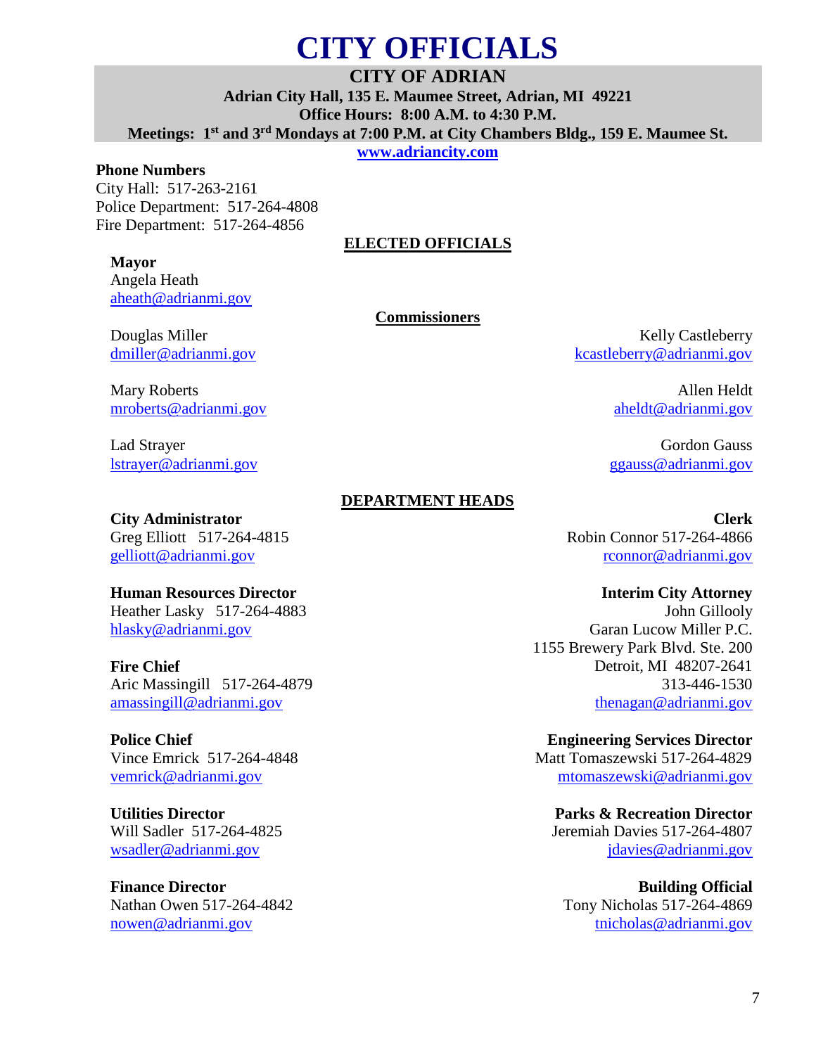# CITY OFFICIALS

## CITY OF ADRIAN

**Adrian City Hall, 135 E. Maumee Street, Adrian, MI 49221**
**Office Hours: 8:00 A.M. to 4:30 P.M.**
**Meetings: 1st and 3rd Mondays at 7:00 P.M. at City Chambers Bldg., 159 E. Maumee St.**

**www.adriancity.com**

**Phone Numbers**
City Hall: 517-263-2161
Police Department: 517-264-4808
Fire Department: 517-264-4856

### ELECTED OFFICIALS

**Mayor**
Angela Heath
aheath@adrianmi.gov

**Commissioners**

Douglas Miller
dmiller@adrianmi.gov

Kelly Castleberry
kcastleberry@adrianmi.gov

Mary Roberts
mroberts@adrianmi.gov

Allen Heldt
aheldt@adrianmi.gov

Lad Strayer
lstrayer@adrianmi.gov

Gordon Gauss
ggauss@adrianmi.gov

### DEPARTMENT HEADS

**City Administrator**
Greg Elliott 517-264-4815
gelliott@adrianmi.gov

**Human Resources Director**
Heather Lasky 517-264-4883
hlasky@adrianmi.gov

**Fire Chief**
Aric Massingill 517-264-4879
amassingill@adrianmi.gov

**Police Chief**
Vince Emrick 517-264-4848
vemrick@adrianmi.gov

**Utilities Director**
Will Sadler 517-264-4825
wsadler@adrianmi.gov

**Finance Director**
Nathan Owen 517-264-4842
nowen@adrianmi.gov

**Clerk**
Robin Connor 517-264-4866
rconnor@adrianmi.gov

**Interim City Attorney**
John Gillooly
Garan Lucow Miller P.C.
1155 Brewery Park Blvd. Ste. 200
Detroit, MI 48207-2641
313-446-1530
thenagan@adrianmi.gov

**Engineering Services Director**
Matt Tomaszewski 517-264-4829
mtomaszewski@adrianmi.gov

**Parks & Recreation Director**
Jeremiah Davies 517-264-4807
jdavies@adrianmi.gov

**Building Official**
Tony Nicholas 517-264-4869
tnicholas@adrianmi.gov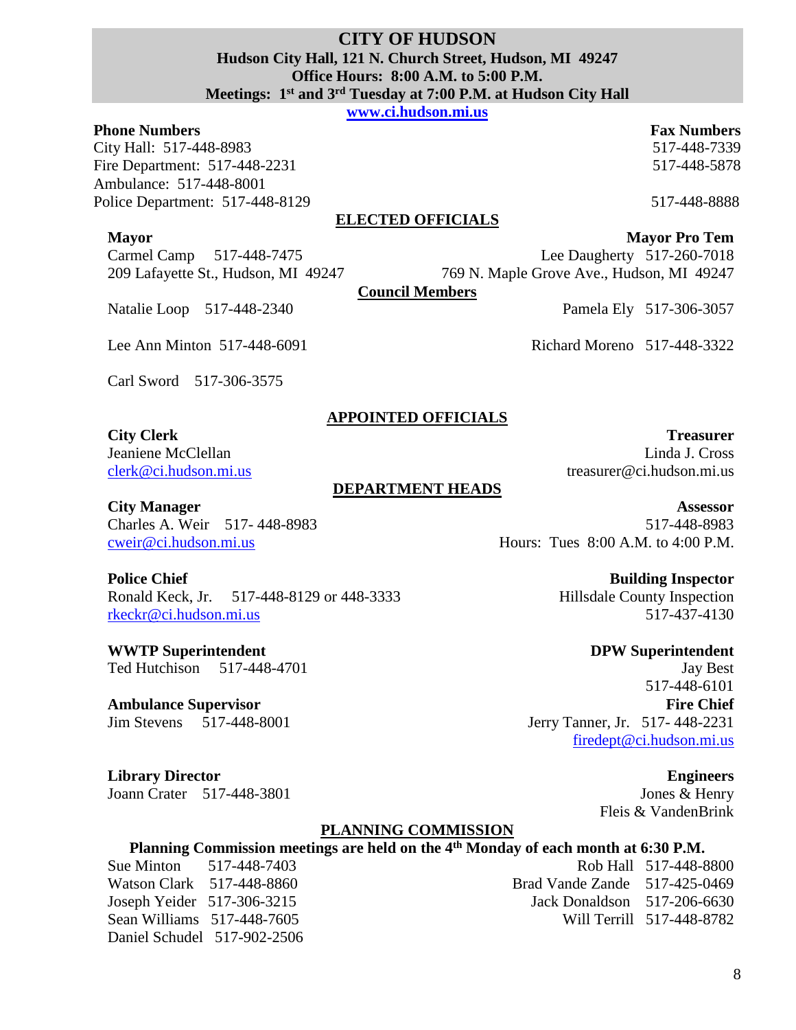# CITY OF HUDSON

**Hudson City Hall, 121 N. Church Street, Hudson, MI 49247**
**Office Hours: 8:00 A.M. to 5:00 P.M.**
**Meetings: 1st and 3rd Tuesday at 7:00 P.M. at Hudson City Hall**

www.ci.hudson.mi.us

| Phone Numbers | Fax Numbers |
|---|---|
| City Hall: 517-448-8983 | 517-448-7339 |
| Fire Department: 517-448-2231 | 517-448-5878 |
| Ambulance: 517-448-8001 | |
| Police Department: 517-448-8129 | 517-448-8888 |

## ELECTED OFFICIALS

**Mayor**
Carmel Camp 517-448-7475
209 Lafayette St., Hudson, MI 49247

**Mayor Pro Tem**
Lee Daugherty 517-260-7018
769 N. Maple Grove Ave., Hudson, MI 49247

### Council Members

Natalie Loop 517-448-2340
Pamela Ely 517-306-3057
Lee Ann Minton 517-448-6091
Richard Moreno 517-448-3322
Carl Sword 517-306-3575

## APPOINTED OFFICIALS

**City Clerk**
Jeaniene McClellan
clerk@ci.hudson.mi.us

**Treasurer**
Linda J. Cross
treasurer@ci.hudson.mi.us

## DEPARTMENT HEADS

**City Manager**
Charles A. Weir 517- 448-8983
cweir@ci.hudson.mi.us

**Assessor**
517-448-8983
Hours: Tues 8:00 A.M. to 4:00 P.M.

**Police Chief**
Ronald Keck, Jr. 517-448-8129 or 448-3333
rkeckr@ci.hudson.mi.us

**Building Inspector**
Hillsdale County Inspection
517-437-4130

**WWTP Superintendent**
Ted Hutchison 517-448-4701

**DPW Superintendent**
Jay Best
517-448-6101

**Ambulance Supervisor**
Jim Stevens 517-448-8001

**Fire Chief**
Jerry Tanner, Jr. 517- 448-2231
firedept@ci.hudson.mi.us

**Library Director**
Joann Crater 517-448-3801

**Engineers**
Jones & Henry
Fleis & VandenBrink

## PLANNING COMMISSION

**Planning Commission meetings are held on the 4th Monday of each month at 6:30 P.M.**

Sue Minton 517-448-7403
Rob Hall 517-448-8800
Watson Clark 517-448-8860
Brad Vande Zande 517-425-0469
Joseph Yeider 517-306-3215
Jack Donaldson 517-206-6630
Sean Williams 517-448-7605
Will Terrill 517-448-8782
Daniel Schudel 517-902-2506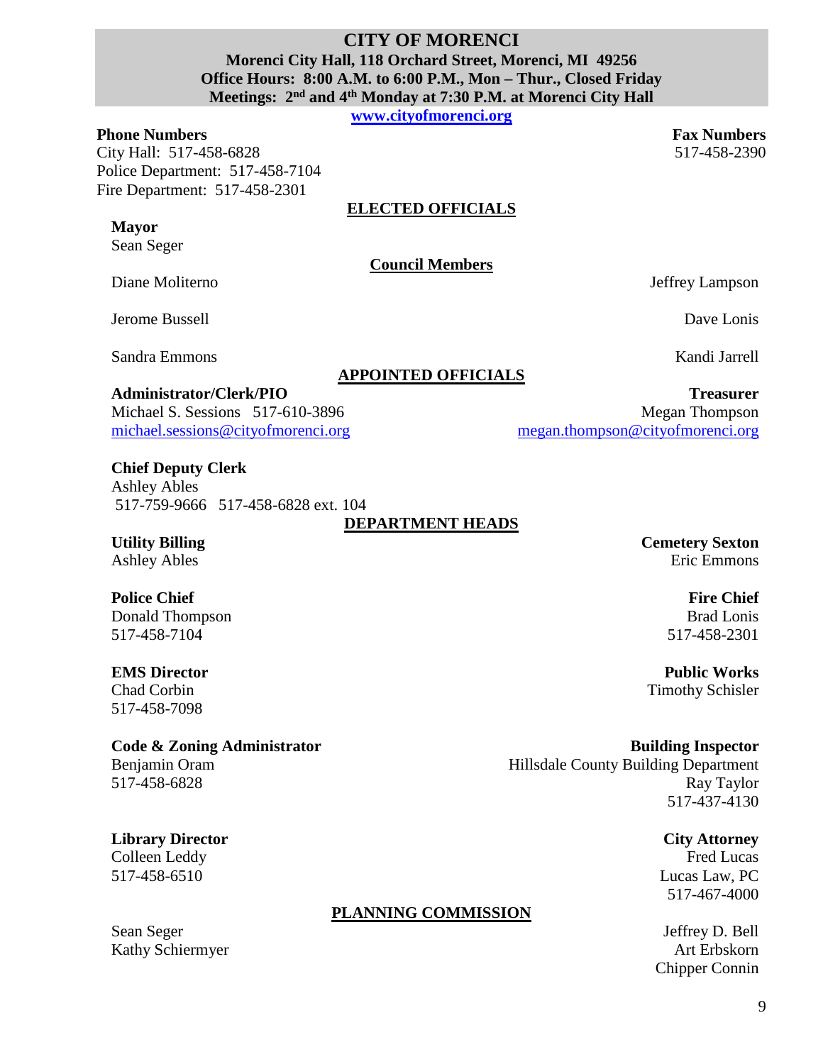# CITY OF MORENCI

**Morenci City Hall, 118 Orchard Street, Morenci, MI 49256**
**Office Hours: 8:00 A.M. to 6:00 P.M., Mon – Thur., Closed Friday**
**Meetings: 2nd and 4th Monday at 7:30 P.M. at Morenci City Hall**

[www.cityofmorenci.org](http://www.cityofmorenci.org)

**Phone Numbers**
City Hall: 517-458-6828
Police Department: 517-458-7104
Fire Department: 517-458-2301

**Fax Numbers**
517-458-2390

## ELECTED OFFICIALS

**Mayor**
Sean Seger

### Council Members

Diane Moliterno
Jeffrey Lampson
Jerome Bussell
Dave Lonis
Sandra Emmons
Kandi Jarrell

## APPOINTED OFFICIALS

**Administrator/Clerk/PIO**
Michael S. Sessions 517-610-3896
michael.sessions@cityofmorenci.org

**Treasurer**
Megan Thompson
megan.thompson@cityofmorenci.org

**Chief Deputy Clerk**
Ashley Ables
517-759-9666 517-458-6828 ext. 104

## DEPARTMENT HEADS

**Utility Billing**
Ashley Ables

**Cemetery Sexton**
Eric Emmons

**Police Chief**
Donald Thompson
517-458-7104

**Fire Chief**
Brad Lonis
517-458-2301

**EMS Director**
Chad Corbin
517-458-7098

**Public Works**
Timothy Schisler

**Code & Zoning Administrator**
Benjamin Oram
517-458-6828

**Building Inspector**
Hillsdale County Building Department
Ray Taylor
517-437-4130

**Library Director**
Colleen Leddy
517-458-6510

**City Attorney**
Fred Lucas
Lucas Law, PC
517-467-4000

## PLANNING COMMISSION

Sean Seger
Kathy Schiermyer
Jeffrey D. Bell
Art Erbskorn
Chipper Connin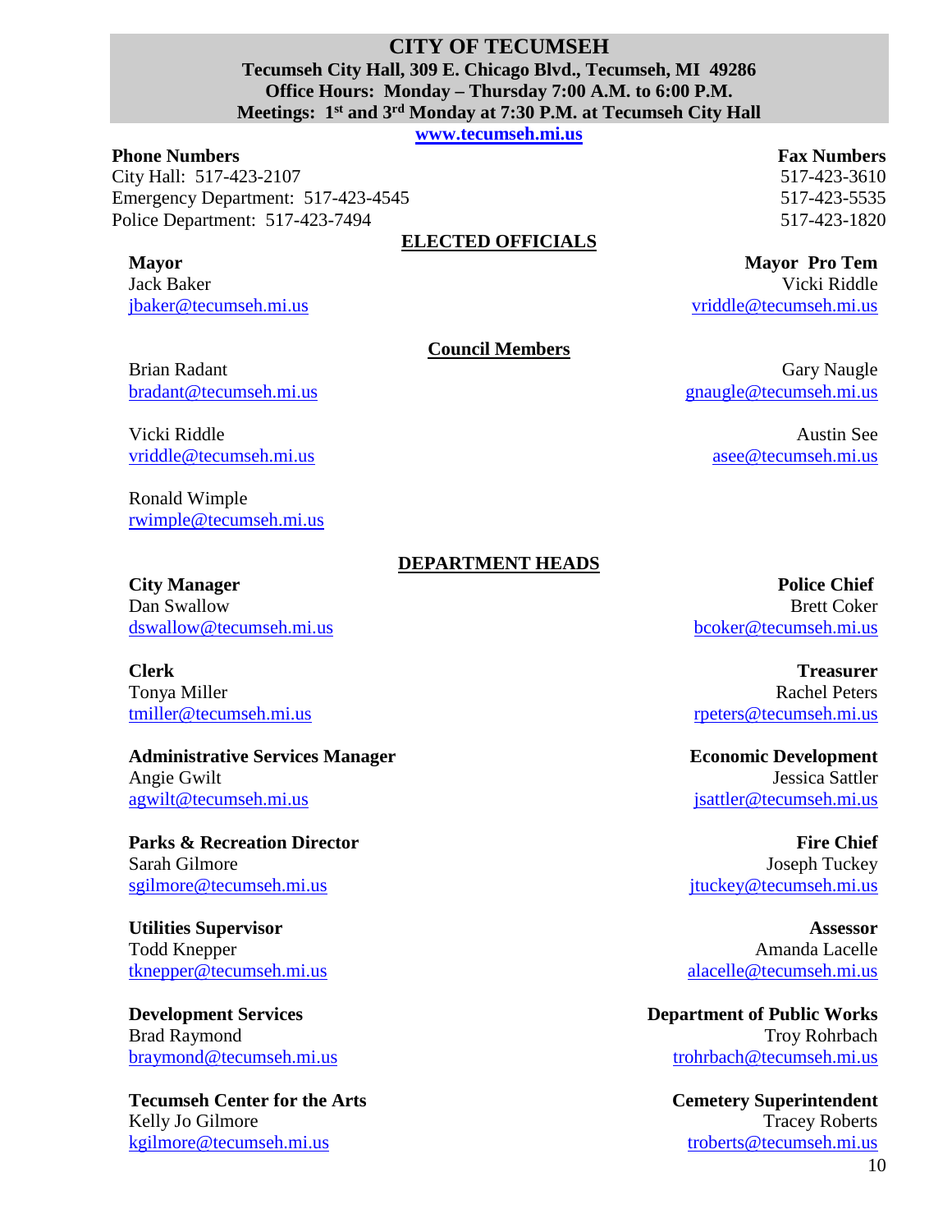# CITY OF TECUMSEH

**Tecumseh City Hall, 309 E. Chicago Blvd., Tecumseh, MI 49286**
**Office Hours: Monday – Thursday 7:00 A.M. to 6:00 P.M.**
**Meetings: 1st and 3rd Monday at 7:30 P.M. at Tecumseh City Hall**

**www.tecumseh.mi.us**

| **Phone Numbers** | **Fax Numbers** |
|---|---|
| City Hall: 517-423-2107 | 517-423-3610 |
| Emergency Department: 517-423-4545 | 517-423-5535 |
| Police Department: 517-423-7494 | 517-423-1820 |

## ELECTED OFFICIALS

**Mayor**
Jack Baker
jbaker@tecumseh.mi.us

**Mayor Pro Tem**
Vicki Riddle
vriddle@tecumseh.mi.us

### Council Members

Brian Radant
bradant@tecumseh.mi.us

Gary Naugle
gnaugle@tecumseh.mi.us

Vicki Riddle
vriddle@tecumseh.mi.us

Austin See
asee@tecumseh.mi.us

Ronald Wimple
rwimple@tecumseh.mi.us

## DEPARTMENT HEADS

**City Manager**
Dan Swallow
dswallow@tecumseh.mi.us

**Police Chief**
Brett Coker
bcoker@tecumseh.mi.us

**Clerk**
Tonya Miller
tmiller@tecumseh.mi.us

**Treasurer**
Rachel Peters
rpeters@tecumseh.mi.us

**Administrative Services Manager**
Angie Gwilt
agwilt@tecumseh.mi.us

**Economic Development**
Jessica Sattler
jsattler@tecumseh.mi.us

**Parks & Recreation Director**
Sarah Gilmore
sgilmore@tecumseh.mi.us

**Fire Chief**
Joseph Tuckey
jtuckey@tecumseh.mi.us

**Utilities Supervisor**
Todd Knepper
tknepper@tecumseh.mi.us

**Assessor**
Amanda Lacelle
alacelle@tecumseh.mi.us

**Development Services**
Brad Raymond
braymond@tecumseh.mi.us

**Department of Public Works**
Troy Rohrbach
trohrbach@tecumseh.mi.us

**Tecumseh Center for the Arts**
Kelly Jo Gilmore
kgilmore@tecumseh.mi.us

**Cemetery Superintendent**
Tracey Roberts
troberts@tecumseh.mi.us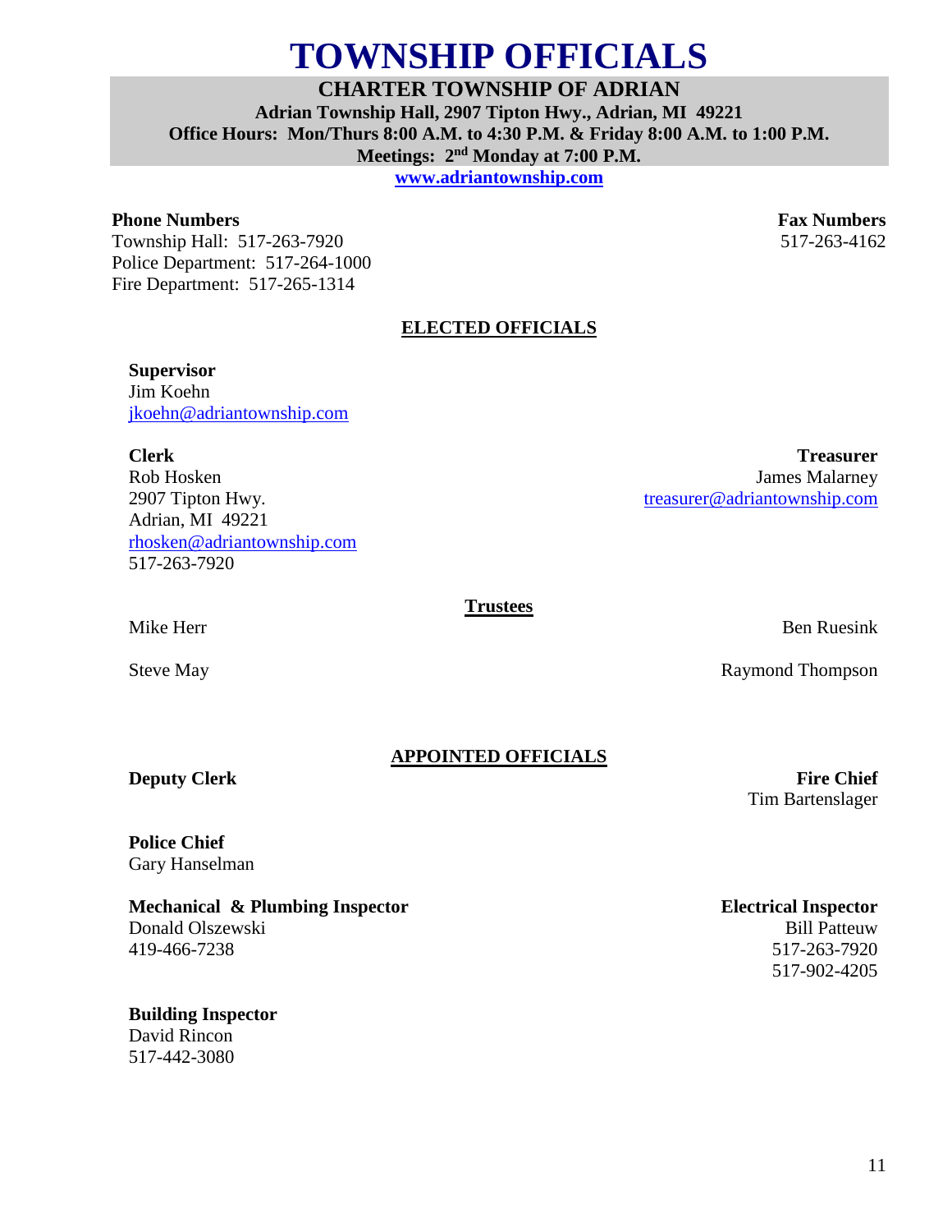# TOWNSHIP OFFICIALS

## CHARTER TOWNSHIP OF ADRIAN

**Adrian Township Hall, 2907 Tipton Hwy., Adrian, MI 49221**

**Office Hours: Mon/Thurs 8:00 A.M. to 4:30 P.M. & Friday 8:00 A.M. to 1:00 P.M.**

**Meetings: 2nd Monday at 7:00 P.M.**

**www.adriantownship.com**

**Phone Numbers**
Township Hall: 517-263-7920
Police Department: 517-264-1000
Fire Department: 517-265-1314

**Fax Numbers**
517-263-4162

### ELECTED OFFICIALS

**Supervisor**
Jim Koehn
jkoehn@adriantownship.com

**Clerk**
Rob Hosken
2907 Tipton Hwy.
Adrian, MI 49221
rhosken@adriantownship.com
517-263-7920

**Treasurer**
James Malarney
treasurer@adriantownship.com

**Trustees**

Mike Herr

Ben Ruesink

Steve May

Raymond Thompson

### APPOINTED OFFICIALS

**Deputy Clerk**

**Fire Chief**
Tim Bartenslager

**Police Chief**
Gary Hanselman

**Mechanical & Plumbing Inspector**
Donald Olszewski
419-466-7238

**Electrical Inspector**
Bill Patteuw
517-263-7920
517-902-4205

**Building Inspector**
David Rincon
517-442-3080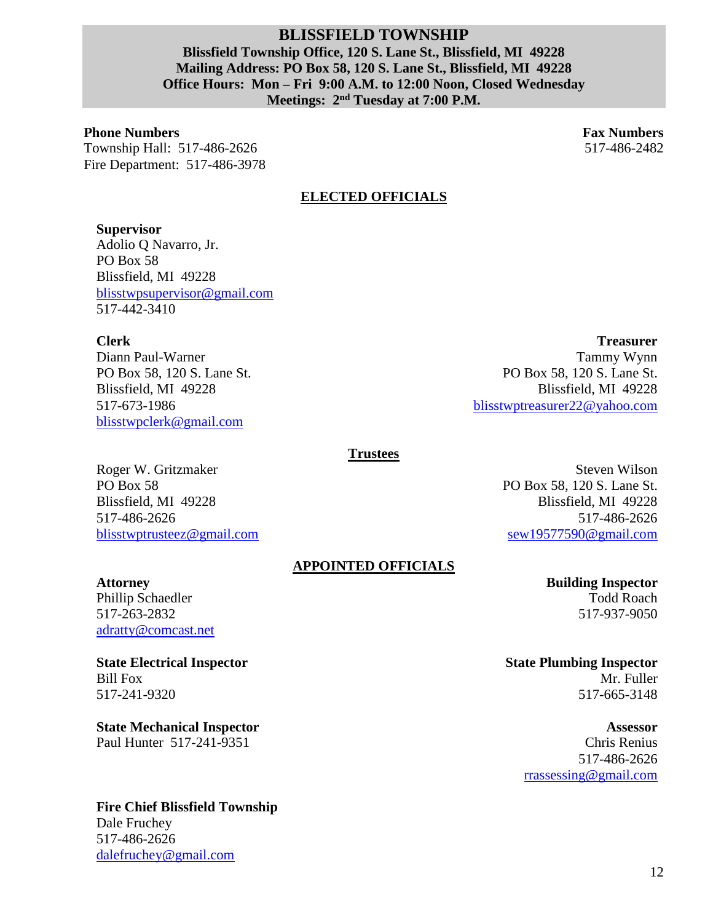# BLISSFIELD TOWNSHIP

**Blissfield Township Office, 120 S. Lane St., Blissfield, MI 49228**
**Mailing Address: PO Box 58, 120 S. Lane St., Blissfield, MI 49228**
**Office Hours: Mon – Fri 9:00 A.M. to 12:00 Noon, Closed Wednesday**
**Meetings: 2nd Tuesday at 7:00 P.M.**

**Phone Numbers**
Township Hall: 517-486-2626
Fire Department: 517-486-3978

**Fax Numbers**
517-486-2482

## ELECTED OFFICIALS

**Supervisor**
Adolio Q Navarro, Jr.
PO Box 58
Blissfield, MI 49228
blisstwpsupervisor@gmail.com
517-442-3410

**Clerk**
Diann Paul-Warner
PO Box 58, 120 S. Lane St.
Blissfield, MI 49228
517-673-1986
blisstwpclerk@gmail.com

**Treasurer**
Tammy Wynn
PO Box 58, 120 S. Lane St.
Blissfield, MI 49228
blisstwptreasurer22@yahoo.com

### Trustees

Roger W. Gritzmaker
PO Box 58
Blissfield, MI 49228
517-486-2626
blisstwptrusteez@gmail.com

Steven Wilson
PO Box 58, 120 S. Lane St.
Blissfield, MI 49228
517-486-2626
sew19577590@gmail.com

## APPOINTED OFFICIALS

**Attorney**
Phillip Schaedler
517-263-2832
adratty@comcast.net

**Building Inspector**
Todd Roach
517-937-9050

**State Electrical Inspector**
Bill Fox
517-241-9320

**State Plumbing Inspector**
Mr. Fuller
517-665-3148

**State Mechanical Inspector**
Paul Hunter 517-241-9351

**Assessor**
Chris Renius
517-486-2626
rrassessing@gmail.com

**Fire Chief Blissfield Township**
Dale Fruchey
517-486-2626
dalefruchey@gmail.com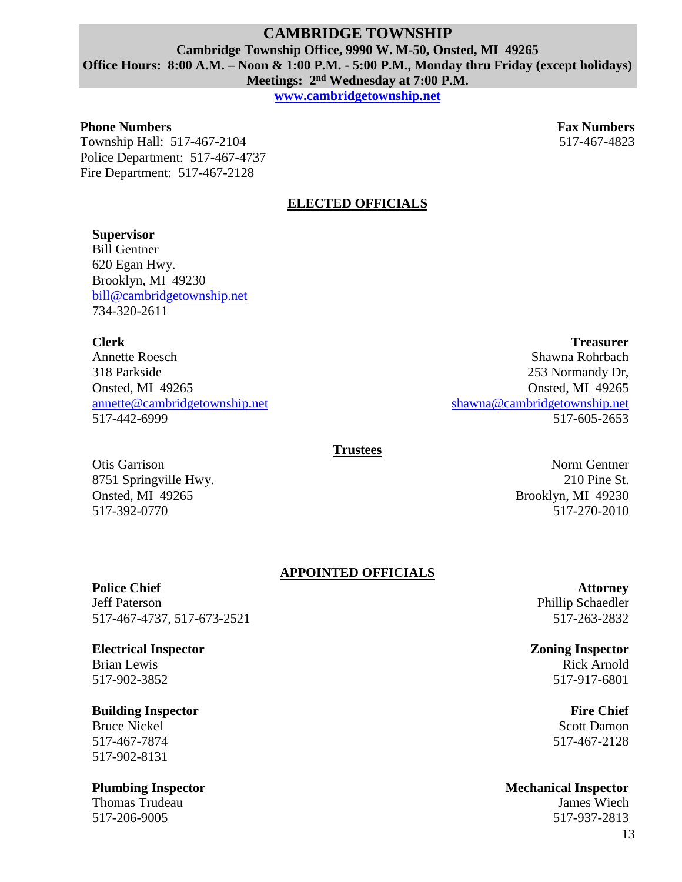# CAMBRIDGE TOWNSHIP

**Cambridge Township Office, 9990 W. M-50, Onsted, MI 49265**
**Office Hours: 8:00 A.M. – Noon & 1:00 P.M. - 5:00 P.M., Monday thru Friday (except holidays)**
**Meetings: 2nd Wednesday at 7:00 P.M.**
**www.cambridgetownship.net**

**Phone Numbers**
Township Hall: 517-467-2104
Police Department: 517-467-4737
Fire Department: 517-467-2128

**Fax Numbers**
517-467-4823

## ELECTED OFFICIALS

**Supervisor**
Bill Gentner
620 Egan Hwy.
Brooklyn, MI 49230
bill@cambridgetownship.net
734-320-2611

**Clerk**
Annette Roesch
318 Parkside
Onsted, MI 49265
annette@cambridgetownship.net
517-442-6999

**Treasurer**
Shawna Rohrbach
253 Normandy Dr,
Onsted, MI 49265
shawna@cambridgetownship.net
517-605-2653

### Trustees

Otis Garrison
8751 Springville Hwy.
Onsted, MI 49265
517-392-0770

Norm Gentner
210 Pine St.
Brooklyn, MI 49230
517-270-2010

## APPOINTED OFFICIALS

**Police Chief**
Jeff Paterson
517-467-4737, 517-673-2521

**Attorney**
Phillip Schaedler
517-263-2832

**Electrical Inspector**
Brian Lewis
517-902-3852

**Zoning Inspector**
Rick Arnold
517-917-6801

**Building Inspector**
Bruce Nickel
517-467-7874
517-902-8131

**Fire Chief**
Scott Damon
517-467-2128

**Plumbing Inspector**
Thomas Trudeau
517-206-9005

**Mechanical Inspector**
James Wiech
517-937-2813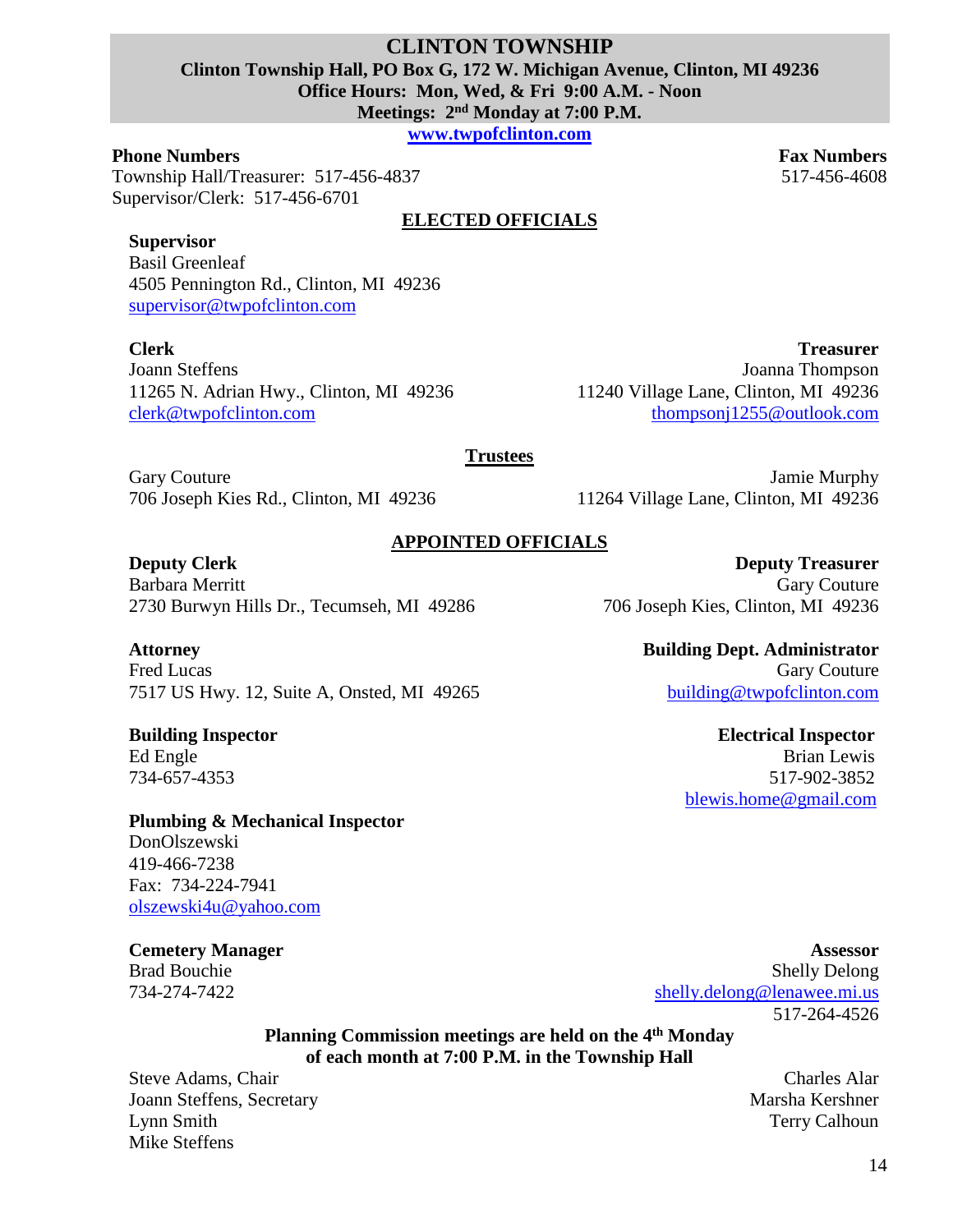# CLINTON TOWNSHIP

**Clinton Township Hall, PO Box G, 172 W. Michigan Avenue, Clinton, MI 49236**
**Office Hours: Mon, Wed, & Fri 9:00 A.M. - Noon**
**Meetings: 2nd Monday at 7:00 P.M.**

**www.twpofclinton.com**

**Phone Numbers**
Township Hall/Treasurer: 517-456-4837
Supervisor/Clerk: 517-456-6701

**Fax Numbers**
517-456-4608

## ELECTED OFFICIALS

**Supervisor**
Basil Greenleaf
4505 Pennington Rd., Clinton, MI 49236
supervisor@twpofclinton.com

**Clerk**
Joann Steffens
11265 N. Adrian Hwy., Clinton, MI 49236
clerk@twpofclinton.com

**Treasurer**
Joanna Thompson
11240 Village Lane, Clinton, MI 49236
thompsonj1255@outlook.com

### Trustees

Gary Couture
706 Joseph Kies Rd., Clinton, MI 49236

Jamie Murphy
11264 Village Lane, Clinton, MI 49236

## APPOINTED OFFICIALS

**Deputy Clerk**
Barbara Merritt
2730 Burwyn Hills Dr., Tecumseh, MI 49286

**Deputy Treasurer**
Gary Couture
706 Joseph Kies, Clinton, MI 49236

**Attorney**
Fred Lucas
7517 US Hwy. 12, Suite A, Onsted, MI 49265

**Building Dept. Administrator**
Gary Couture
building@twpofclinton.com

**Building Inspector**
Ed Engle
734-657-4353

**Electrical Inspector**
Brian Lewis
517-902-3852
blewis.home@gmail.com

**Plumbing & Mechanical Inspector**
DonOlszewski
419-466-7238
Fax: 734-224-7941
olszewski4u@yahoo.com

**Cemetery Manager**
Brad Bouchie
734-274-7422

**Assessor**
Shelly Delong
shelly.delong@lenawee.mi.us
517-264-4526

**Planning Commission meetings are held on the 4th Monday of each month at 7:00 P.M. in the Township Hall**

Steve Adams, Chair
Joann Steffens, Secretary
Lynn Smith
Mike Steffens
Charles Alar
Marsha Kershner
Terry Calhoun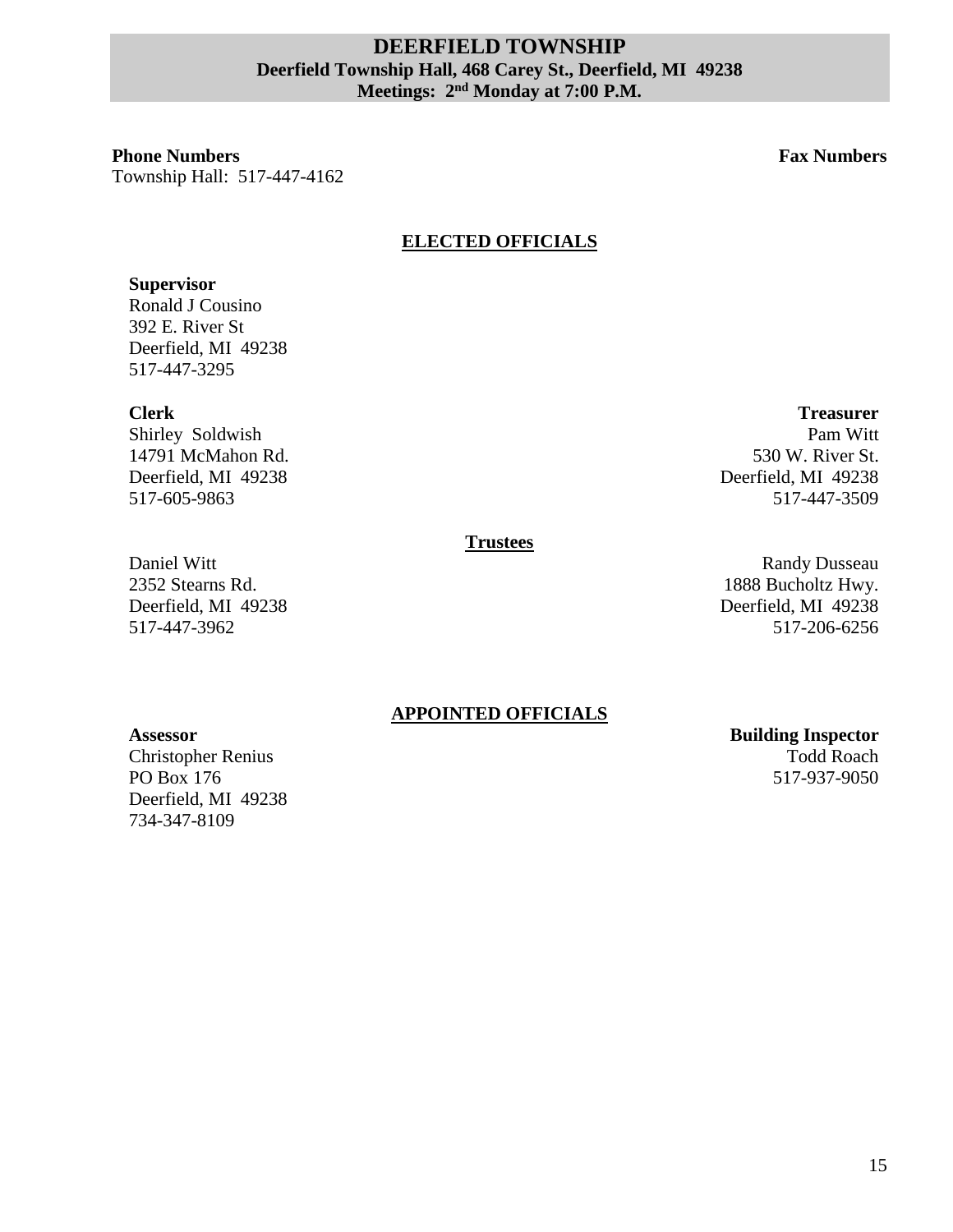# DEERFIELD TOWNSHIP

**Deerfield Township Hall, 468 Carey St., Deerfield, MI 49238**

**Meetings: 2nd Monday at 7:00 P.M.**

**Phone Numbers**

Township Hall: 517-447-4162

**Fax Numbers**

## ELECTED OFFICIALS

**Supervisor**
Ronald J Cousino
392 E. River St
Deerfield, MI 49238
517-447-3295

**Clerk**
Shirley Soldwish
14791 McMahon Rd.
Deerfield, MI 49238
517-605-9863

**Treasurer**
Pam Witt
530 W. River St.
Deerfield, MI 49238
517-447-3509

### Trustees

Daniel Witt
2352 Stearns Rd.
Deerfield, MI 49238
517-447-3962

Randy Dusseau
1888 Bucholtz Hwy.
Deerfield, MI 49238
517-206-6256

## APPOINTED OFFICIALS

**Assessor**
Christopher Renius
PO Box 176
Deerfield, MI 49238
734-347-8109

**Building Inspector**
Todd Roach
517-937-9050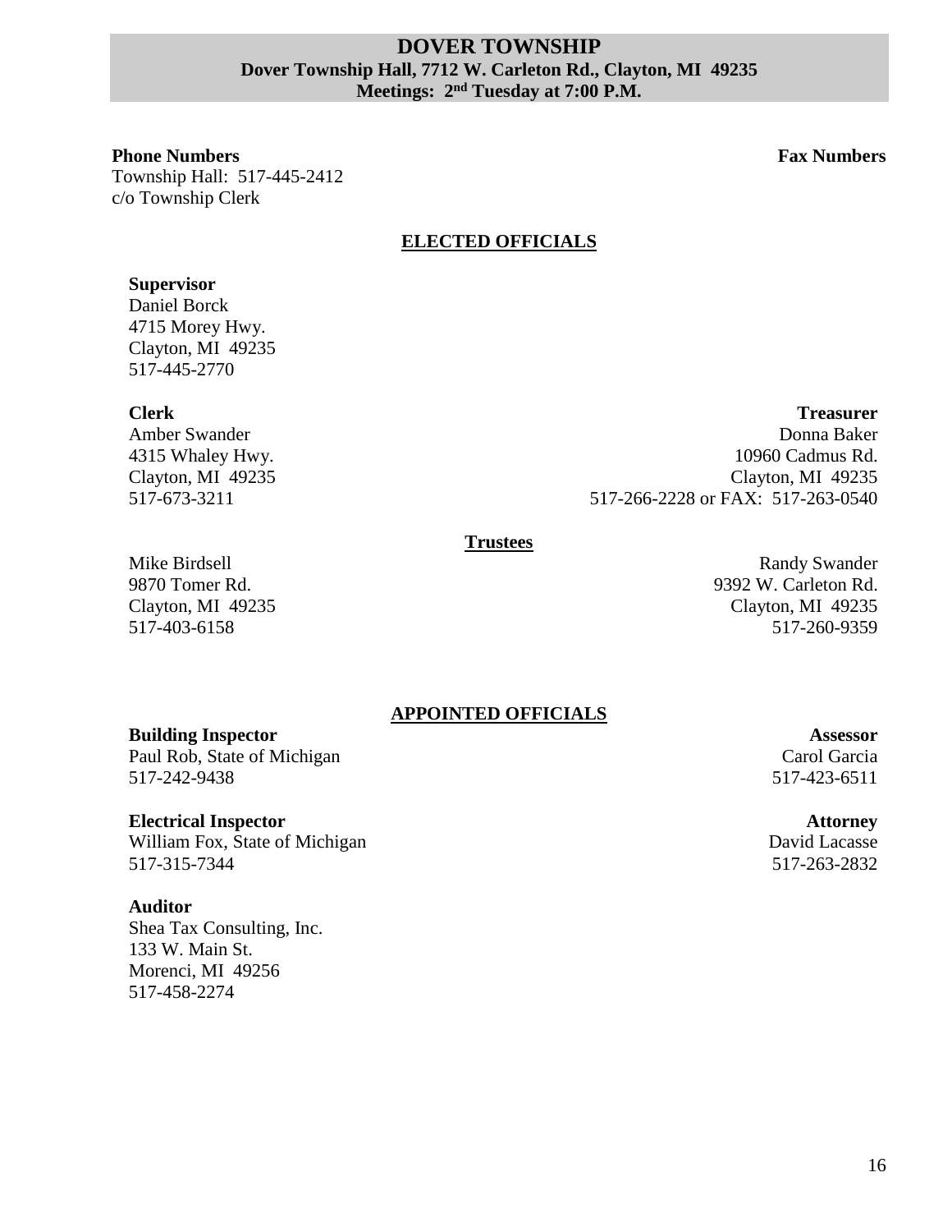# DOVER TOWNSHIP

**Dover Township Hall, 7712 W. Carleton Rd., Clayton, MI 49235**
**Meetings: 2nd Tuesday at 7:00 P.M.**

**Phone Numbers**
Township Hall: 517-445-2412
c/o Township Clerk

**Fax Numbers**

## ELECTED OFFICIALS

**Supervisor**
Daniel Borck
4715 Morey Hwy.
Clayton, MI 49235
517-445-2770

**Clerk**
Amber Swander
4315 Whaley Hwy.
Clayton, MI 49235
517-673-3211

**Treasurer**
Donna Baker
10960 Cadmus Rd.
Clayton, MI 49235
517-266-2228 or FAX: 517-263-0540

### Trustees

Mike Birdsell
9870 Tomer Rd.
Clayton, MI 49235
517-403-6158

Randy Swander
9392 W. Carleton Rd.
Clayton, MI 49235
517-260-9359

## APPOINTED OFFICIALS

**Building Inspector**
Paul Rob, State of Michigan
517-242-9438

**Assessor**
Carol Garcia
517-423-6511

**Electrical Inspector**
William Fox, State of Michigan
517-315-7344

**Attorney**
David Lacasse
517-263-2832

**Auditor**
Shea Tax Consulting, Inc.
133 W. Main St.
Morenci, MI 49256
517-458-2274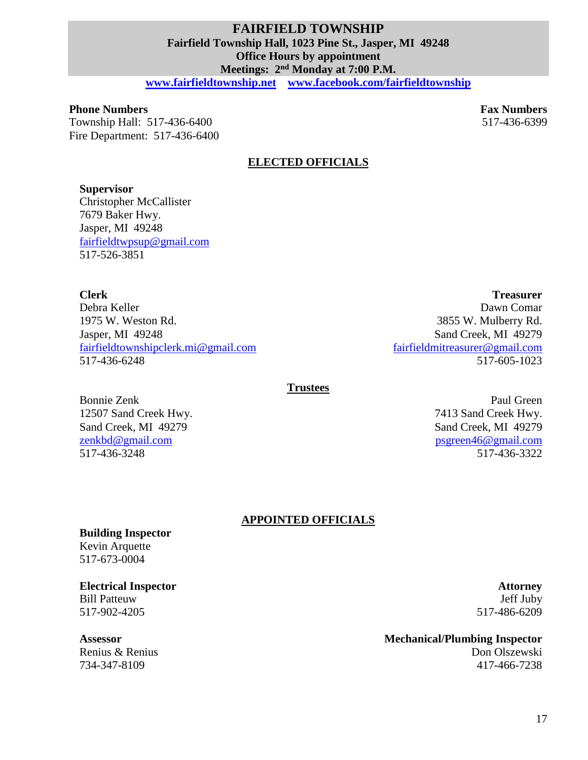# FAIRFIELD TOWNSHIP

**Fairfield Township Hall, 1023 Pine St., Jasper, MI 49248**
**Office Hours by appointment**
**Meetings: 2nd Monday at 7:00 P.M.**

www.fairfieldtownship.net  www.facebook.com/fairfieldtownship

**Phone Numbers**
Township Hall: 517-436-6400
Fire Department: 517-436-6400

**Fax Numbers**
517-436-6399

## ELECTED OFFICIALS

**Supervisor**
Christopher McCallister
7679 Baker Hwy.
Jasper, MI 49248
fairfieldtwpsup@gmail.com
517-526-3851

**Clerk**
Debra Keller
1975 W. Weston Rd.
Jasper, MI 49248
fairfieldtownshipclerk.mi@gmail.com
517-436-6248

**Treasurer**
Dawn Comar
3855 W. Mulberry Rd.
Sand Creek, MI 49279
fairfieldmitreasurer@gmail.com
517-605-1023

### Trustees

Bonnie Zenk
12507 Sand Creek Hwy.
Sand Creek, MI 49279
zenkbd@gmail.com
517-436-3248

Paul Green
7413 Sand Creek Hwy.
Sand Creek, MI 49279
psgreen46@gmail.com
517-436-3322

## APPOINTED OFFICIALS

**Building Inspector**
Kevin Arquette
517-673-0004

**Electrical Inspector**
Bill Patteuw
517-902-4205

**Attorney**
Jeff Juby
517-486-6209

**Assessor**
Renius & Renius
734-347-8109

**Mechanical/Plumbing Inspector**
Don Olszewski
417-466-7238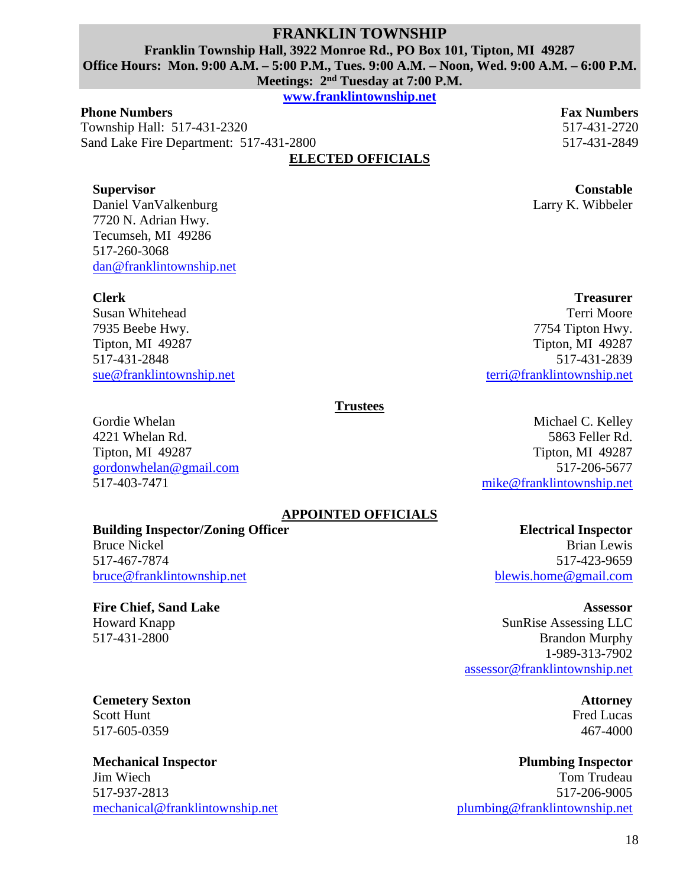# FRANKLIN TOWNSHIP

**Franklin Township Hall, 3922 Monroe Rd., PO Box 101, Tipton, MI 49287**
**Office Hours: Mon. 9:00 A.M. – 5:00 P.M., Tues. 9:00 A.M. – Noon, Wed. 9:00 A.M. – 6:00 P.M.**
**Meetings: 2nd Tuesday at 7:00 P.M.**

**www.franklintownship.net**

| Phone Numbers | | Fax Numbers |
|---|---|---|
| Township Hall: | 517-431-2320 | 517-431-2720 |
| Sand Lake Fire Department: | 517-431-2800 | 517-431-2849 |

## ELECTED OFFICIALS

**Supervisor**
Daniel VanValkenburg
7720 N. Adrian Hwy.
Tecumseh, MI 49286
517-260-3068
dan@franklintownship.net

**Constable**
Larry K. Wibbeler

**Clerk**
Susan Whitehead
7935 Beebe Hwy.
Tipton, MI 49287
517-431-2848
sue@franklintownship.net

**Treasurer**
Terri Moore
7754 Tipton Hwy.
Tipton, MI 49287
517-431-2839
terri@franklintownship.net

### Trustees

Gordie Whelan
4221 Whelan Rd.
Tipton, MI 49287
gordonwhelan@gmail.com
517-403-7471

Michael C. Kelley
5863 Feller Rd.
Tipton, MI 49287
517-206-5677
mike@franklintownship.net

## APPOINTED OFFICIALS

**Building Inspector/Zoning Officer**
Bruce Nickel
517-467-7874
bruce@franklintownship.net

**Electrical Inspector**
Brian Lewis
517-423-9659
blewis.home@gmail.com

**Fire Chief, Sand Lake**
Howard Knapp
517-431-2800

**Assessor**
SunRise Assessing LLC
Brandon Murphy
1-989-313-7902
assessor@franklintownship.net

**Cemetery Sexton**
Scott Hunt
517-605-0359

**Attorney**
Fred Lucas
467-4000

**Mechanical Inspector**
Jim Wiech
517-937-2813
mechanical@franklintownship.net

**Plumbing Inspector**
Tom Trudeau
517-206-9005
plumbing@franklintownship.net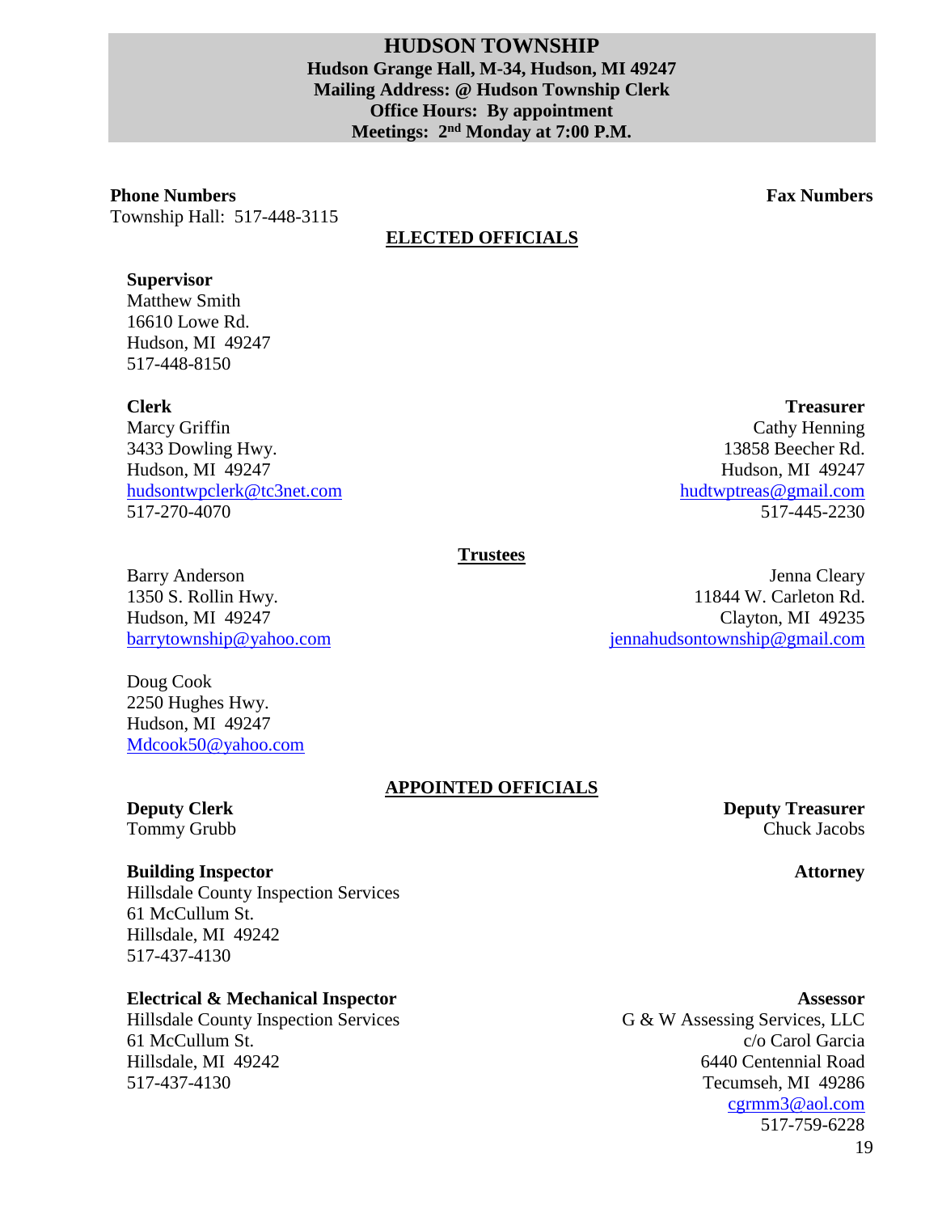# HUDSON TOWNSHIP

**Hudson Grange Hall, M-34, Hudson, MI 49247**
**Mailing Address: @ Hudson Township Clerk**
**Office Hours: By appointment**
**Meetings: 2nd Monday at 7:00 P.M.**

**Phone Numbers**
Township Hall: 517-448-3115

**Fax Numbers**

## ELECTED OFFICIALS

**Supervisor**
Matthew Smith
16610 Lowe Rd.
Hudson, MI 49247
517-448-8150

**Clerk**
Marcy Griffin
3433 Dowling Hwy.
Hudson, MI 49247
hudsontwpclerk@tc3net.com
517-270-4070

**Treasurer**
Cathy Henning
13858 Beecher Rd.
Hudson, MI 49247
hudtwptreas@gmail.com
517-445-2230

### Trustees

Barry Anderson
1350 S. Rollin Hwy.
Hudson, MI 49247
barrytownship@yahoo.com

Jenna Cleary
11844 W. Carleton Rd.
Clayton, MI 49235
jennahudsontownship@gmail.com

Doug Cook
2250 Hughes Hwy.
Hudson, MI 49247
Mdcook50@yahoo.com

## APPOINTED OFFICIALS

**Deputy Clerk**
Tommy Grubb

**Deputy Treasurer**
Chuck Jacobs

**Building Inspector**
Hillsdale County Inspection Services
61 McCullum St.
Hillsdale, MI 49242
517-437-4130

**Attorney**

**Electrical & Mechanical Inspector**
Hillsdale County Inspection Services
61 McCullum St.
Hillsdale, MI 49242
517-437-4130

**Assessor**
G & W Assessing Services, LLC
c/o Carol Garcia
6440 Centennial Road
Tecumseh, MI 49286
cgrmm3@aol.com
517-759-6228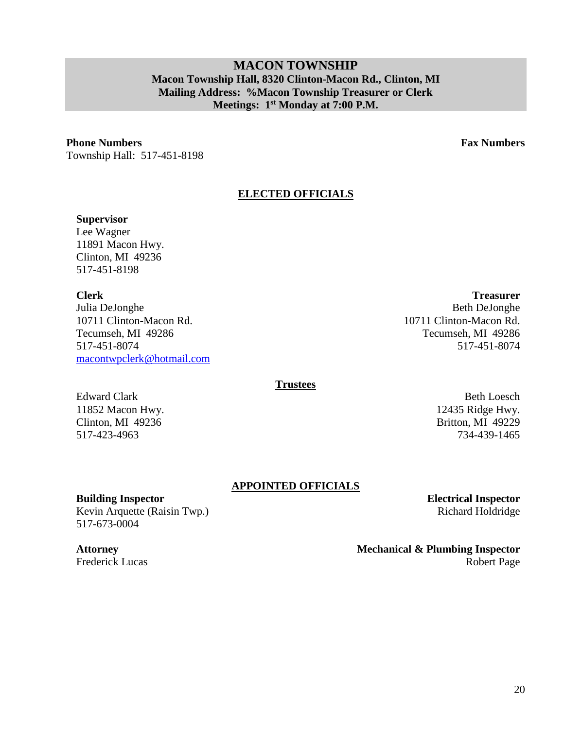# MACON TOWNSHIP

**Macon Township Hall, 8320 Clinton-Macon Rd., Clinton, MI**
**Mailing Address: %Macon Township Treasurer or Clerk**
**Meetings: 1st Monday at 7:00 P.M.**

**Phone Numbers**
Township Hall: 517-451-8198

**Fax Numbers**

## ELECTED OFFICIALS

**Supervisor**
Lee Wagner
11891 Macon Hwy.
Clinton, MI 49236
517-451-8198

**Clerk**
Julia DeJonghe
10711 Clinton-Macon Rd.
Tecumseh, MI 49286
517-451-8074
macontwpclerk@hotmail.com

**Treasurer**
Beth DeJonghe
10711 Clinton-Macon Rd.
Tecumseh, MI 49286
517-451-8074

### Trustees

Edward Clark
11852 Macon Hwy.
Clinton, MI 49236
517-423-4963

Beth Loesch
12435 Ridge Hwy.
Britton, MI 49229
734-439-1465

## APPOINTED OFFICIALS

**Building Inspector**
Kevin Arquette (Raisin Twp.)
517-673-0004

**Electrical Inspector**
Richard Holdridge

**Attorney**
Frederick Lucas

**Mechanical & Plumbing Inspector**
Robert Page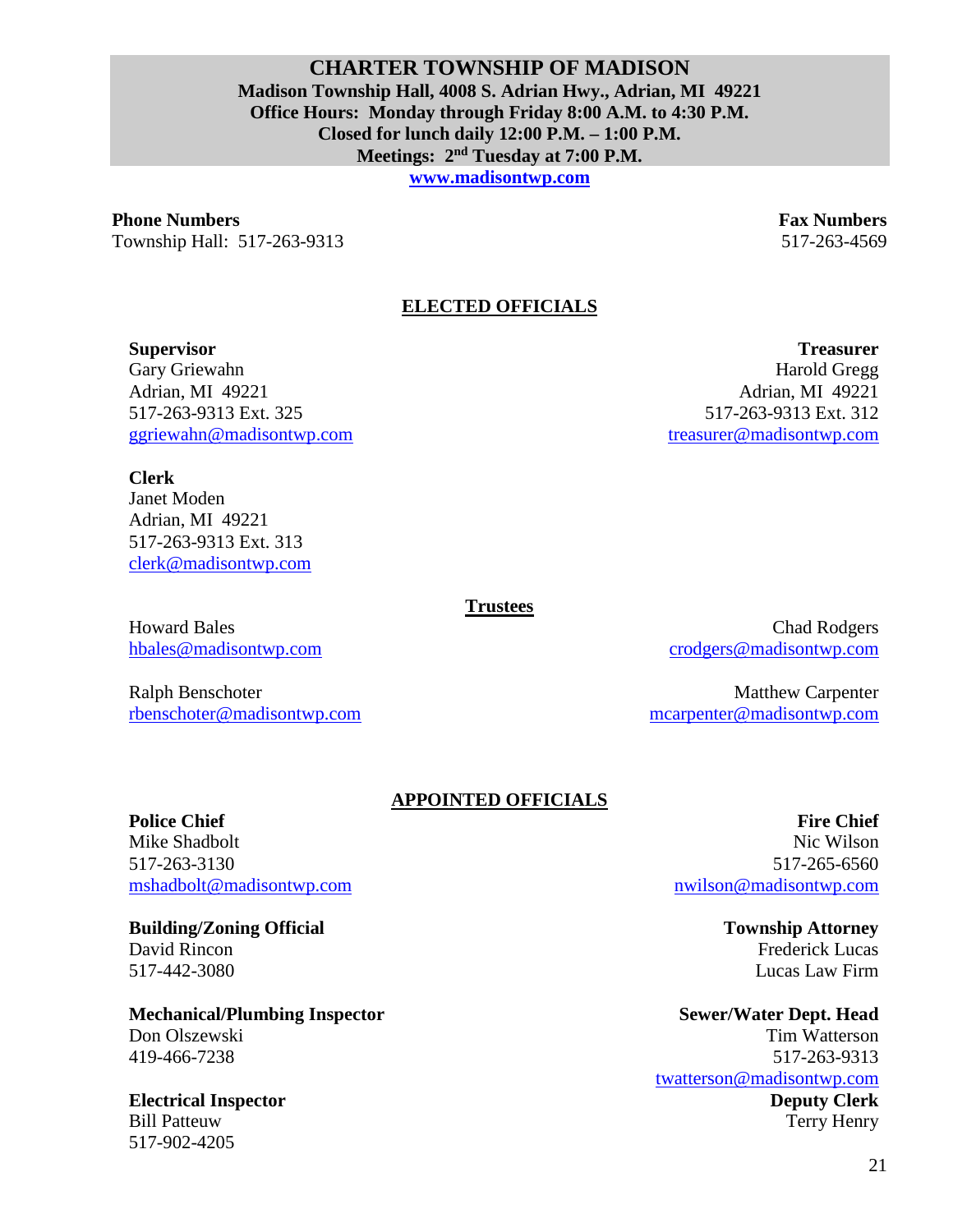# CHARTER TOWNSHIP OF MADISON

**Madison Township Hall, 4008 S. Adrian Hwy., Adrian, MI 49221**
**Office Hours: Monday through Friday 8:00 A.M. to 4:30 P.M.**
**Closed for lunch daily 12:00 P.M. – 1:00 P.M.**
**Meetings: 2nd Tuesday at 7:00 P.M.**
**www.madisontwp.com**

**Phone Numbers**
Township Hall: 517-263-9313

**Fax Numbers**
517-263-4569

## ELECTED OFFICIALS

**Supervisor**
Gary Griewahn
Adrian, MI 49221
517-263-9313 Ext. 325
ggriewahn@madisontwp.com

**Treasurer**
Harold Gregg
Adrian, MI 49221
517-263-9313 Ext. 312
treasurer@madisontwp.com

**Clerk**
Janet Moden
Adrian, MI 49221
517-263-9313 Ext. 313
clerk@madisontwp.com

### Trustees

Howard Bales
hbales@madisontwp.com

Chad Rodgers
crodgers@madisontwp.com

Ralph Benschoter
rbenschoter@madisontwp.com

Matthew Carpenter
mcarpenter@madisontwp.com

## APPOINTED OFFICIALS

**Police Chief**
Mike Shadbolt
517-263-3130
mshadbolt@madisontwp.com

**Fire Chief**
Nic Wilson
517-265-6560
nwilson@madisontwp.com

**Building/Zoning Official**
David Rincon
517-442-3080

**Township Attorney**
Frederick Lucas
Lucas Law Firm

**Mechanical/Plumbing Inspector**
Don Olszewski
419-466-7238

**Sewer/Water Dept. Head**
Tim Watterson
517-263-9313
twatterson@madisontwp.com

**Electrical Inspector**
Bill Patteuw
517-902-4205

**Deputy Clerk**
Terry Henry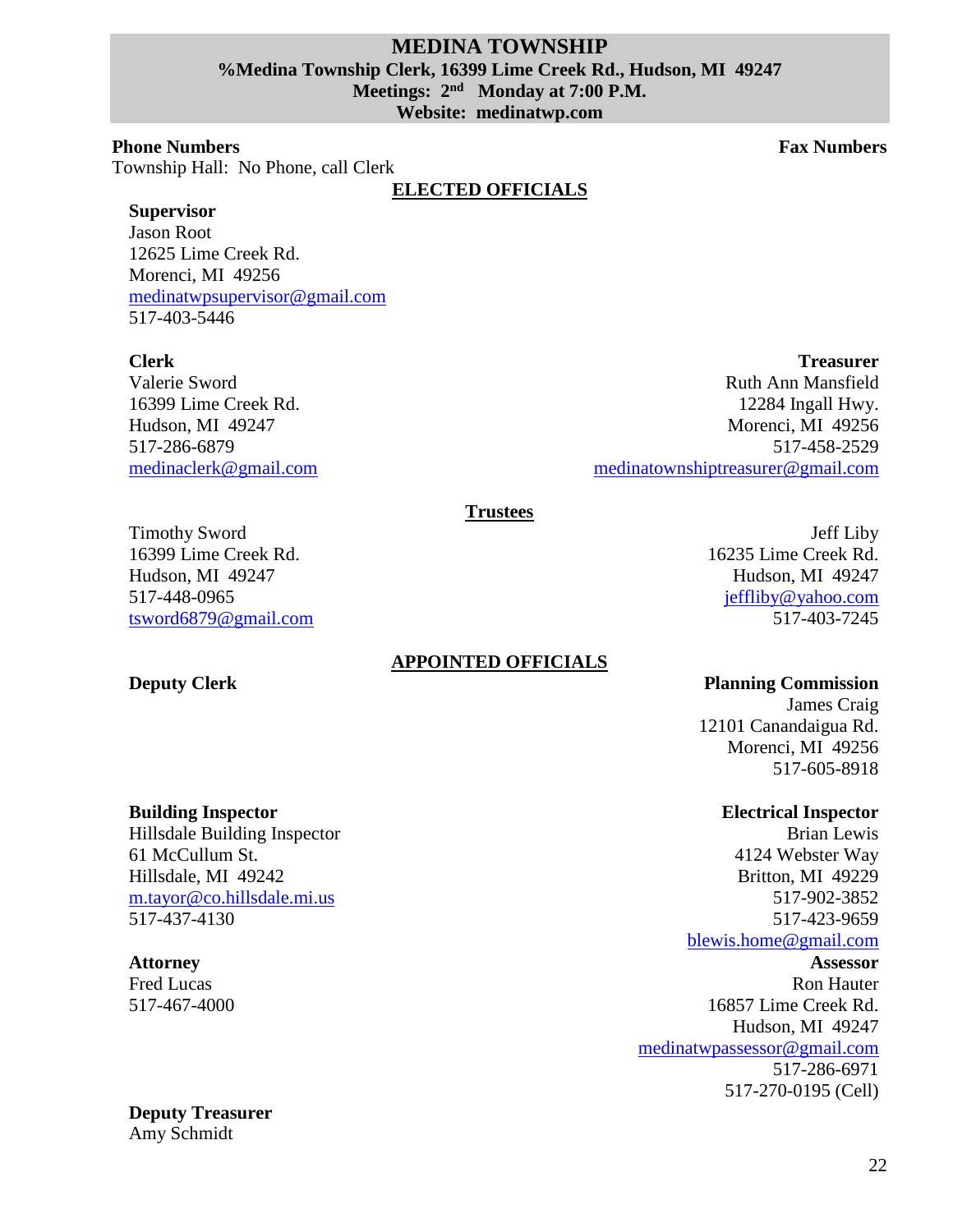# MEDINA TOWNSHIP

**%Medina Township Clerk, 16399 Lime Creek Rd., Hudson, MI 49247**
**Meetings: 2nd Monday at 7:00 P.M.**
**Website: medinatwp.com**

**Phone Numbers** **Fax Numbers**

Township Hall: No Phone, call Clerk

## ELECTED OFFICIALS

**Supervisor**
Jason Root
12625 Lime Creek Rd.
Morenci, MI 49256
medinatwpsupervisor@gmail.com
517-403-5446

**Clerk**
Valerie Sword
16399 Lime Creek Rd.
Hudson, MI 49247
517-286-6879
medinaclerk@gmail.com

**Treasurer**
Ruth Ann Mansfield
12284 Ingall Hwy.
Morenci, MI 49256
517-458-2529
medinatownshiptreasurer@gmail.com

### Trustees

Timothy Sword
16399 Lime Creek Rd.
Hudson, MI 49247
517-448-0965
tsword6879@gmail.com

Jeff Liby
16235 Lime Creek Rd.
Hudson, MI 49247
jeffliby@yahoo.com
517-403-7245

## APPOINTED OFFICIALS

**Deputy Clerk**

**Planning Commission**
James Craig
12101 Canandaigua Rd.
Morenci, MI 49256
517-605-8918

**Building Inspector**
Hillsdale Building Inspector
61 McCullum St.
Hillsdale, MI 49242
m.tayor@co.hillsdale.mi.us
517-437-4130

**Electrical Inspector**
Brian Lewis
4124 Webster Way
Britton, MI 49229
517-902-3852
517-423-9659
blewis.home@gmail.com

**Attorney**
Fred Lucas
517-467-4000

**Assessor**
Ron Hauter
16857 Lime Creek Rd.
Hudson, MI 49247
medinatwpassessor@gmail.com
517-286-6971
517-270-0195 (Cell)

**Deputy Treasurer**
Amy Schmidt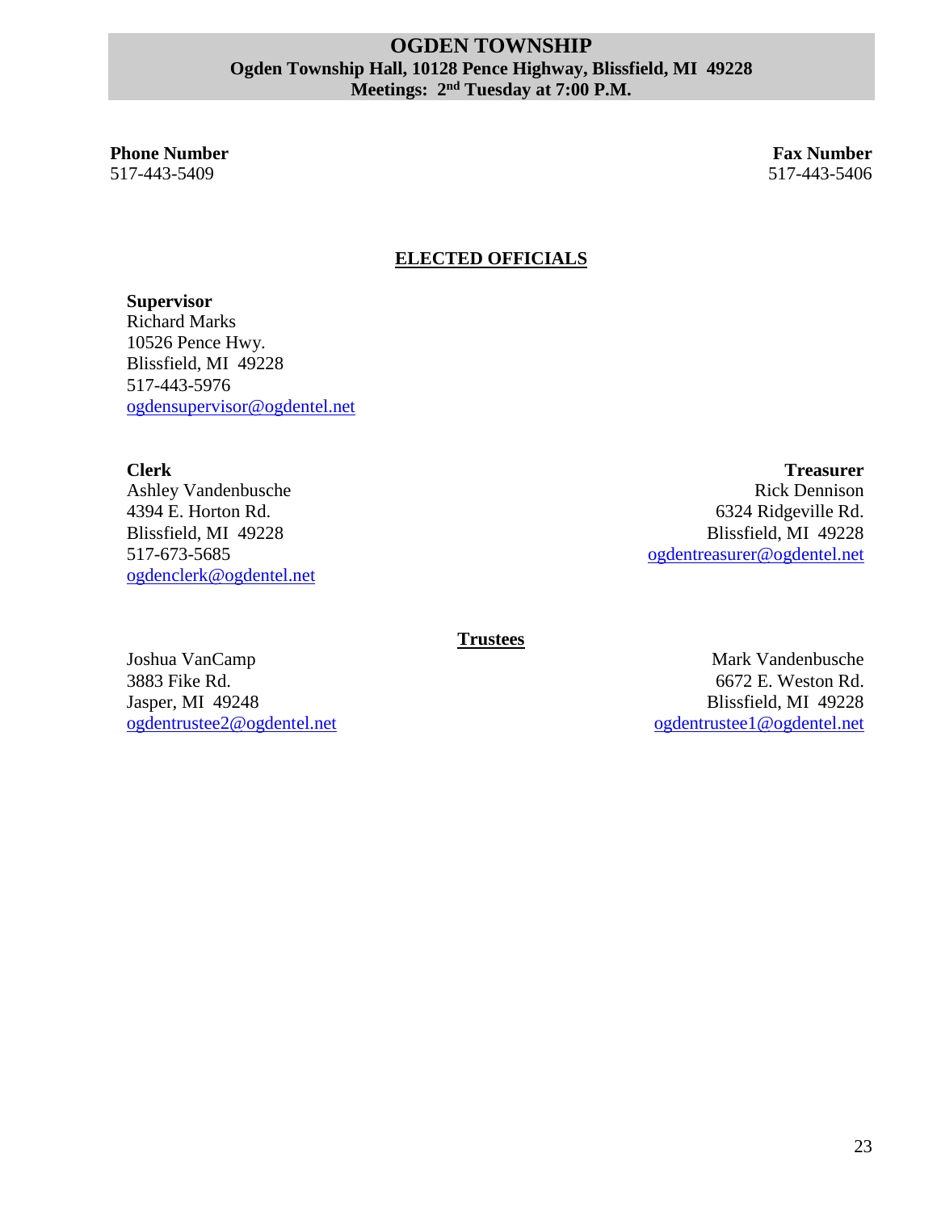# OGDEN TOWNSHIP

**Ogden Township Hall, 10128 Pence Highway, Blissfield, MI 49228**
**Meetings: 2nd Tuesday at 7:00 P.M.**

**Phone Number**
517-443-5409

**Fax Number**
517-443-5406

## ELECTED OFFICIALS

**Supervisor**
Richard Marks
10526 Pence Hwy.
Blissfield, MI 49228
517-443-5976
ogdensupervisor@ogdentel.net

**Clerk**
Ashley Vandenbusche
4394 E. Horton Rd.
Blissfield, MI 49228
517-673-5685
ogdenclerk@ogdentel.net

**Treasurer**
Rick Dennison
6324 Ridgeville Rd.
Blissfield, MI 49228
ogdentreasurer@ogdentel.net

### Trustees

Joshua VanCamp
3883 Fike Rd.
Jasper, MI 49248
ogdentrustee2@ogdentel.net

Mark Vandenbusche
6672 E. Weston Rd.
Blissfield, MI 49228
ogdentrustee1@ogdentel.net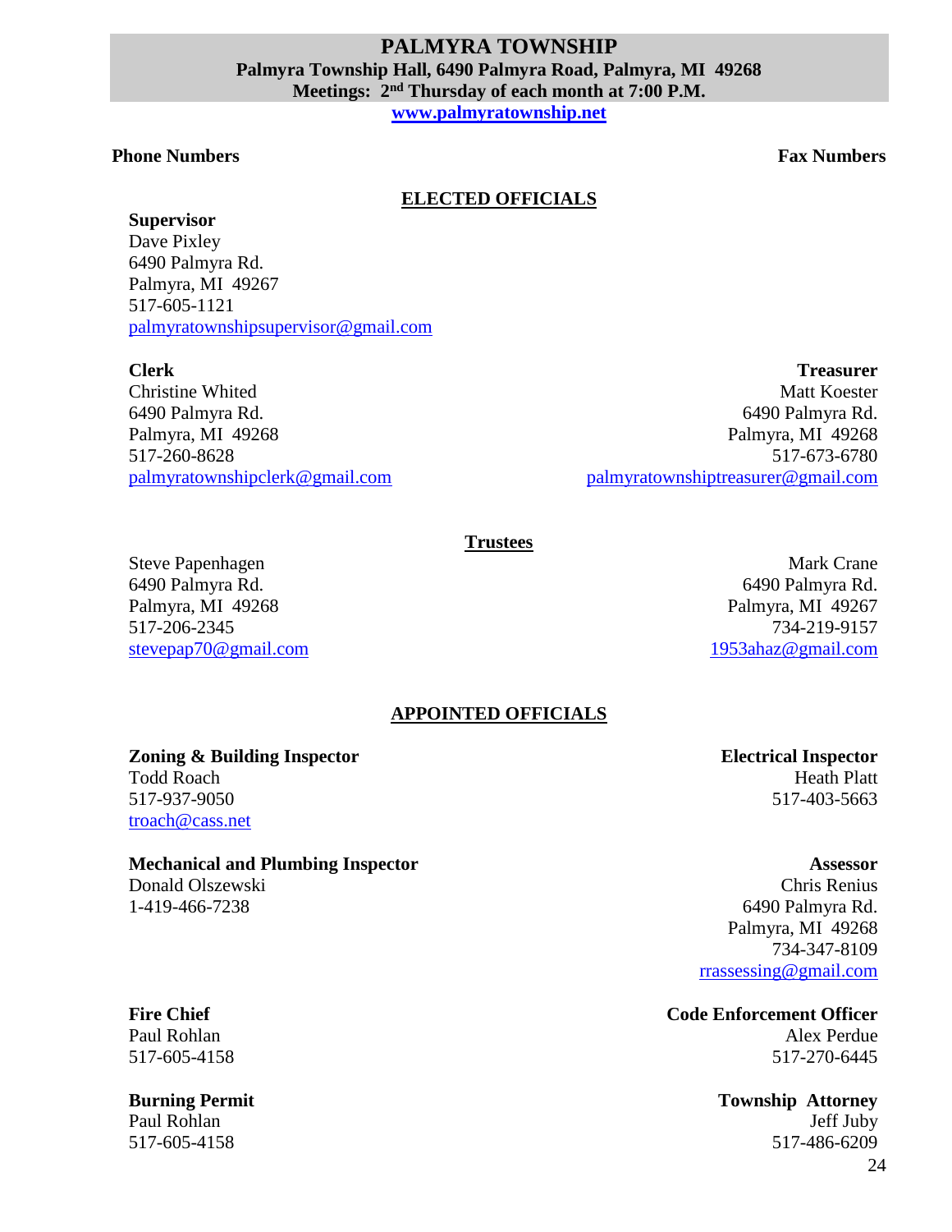# PALMYRA TOWNSHIP

**Palmyra Township Hall, 6490 Palmyra Road, Palmyra, MI 49268**

**Meetings: 2nd Thursday of each month at 7:00 P.M.**

**www.palmyratownship.net**

**Phone Numbers** | **Fax Numbers**

## ELECTED OFFICIALS

**Supervisor**
Dave Pixley
6490 Palmyra Rd.
Palmyra, MI 49267
517-605-1121
palmyratownshipsupervisor@gmail.com

**Clerk**
Christine Whited
6490 Palmyra Rd.
Palmyra, MI 49268
517-260-8628
palmyratownshipclerk@gmail.com

**Treasurer**
Matt Koester
6490 Palmyra Rd.
Palmyra, MI 49268
517-673-6780
palmyratownshiptreasurer@gmail.com

### Trustees

Steve Papenhagen
6490 Palmyra Rd.
Palmyra, MI 49268
517-206-2345
stevepap70@gmail.com

Mark Crane
6490 Palmyra Rd.
Palmyra, MI 49267
734-219-9157
1953ahaz@gmail.com

## APPOINTED OFFICIALS

**Zoning & Building Inspector**
Todd Roach
517-937-9050
troach@cass.net

**Electrical Inspector**
Heath Platt
517-403-5663

**Mechanical and Plumbing Inspector**
Donald Olszewski
1-419-466-7238

**Assessor**
Chris Renius
6490 Palmyra Rd.
Palmyra, MI 49268
734-347-8109
rrassessing@gmail.com

**Fire Chief**
Paul Rohlan
517-605-4158

**Code Enforcement Officer**
Alex Perdue
517-270-6445

**Burning Permit**
Paul Rohlan
517-605-4158

**Township Attorney**
Jeff Juby
517-486-6209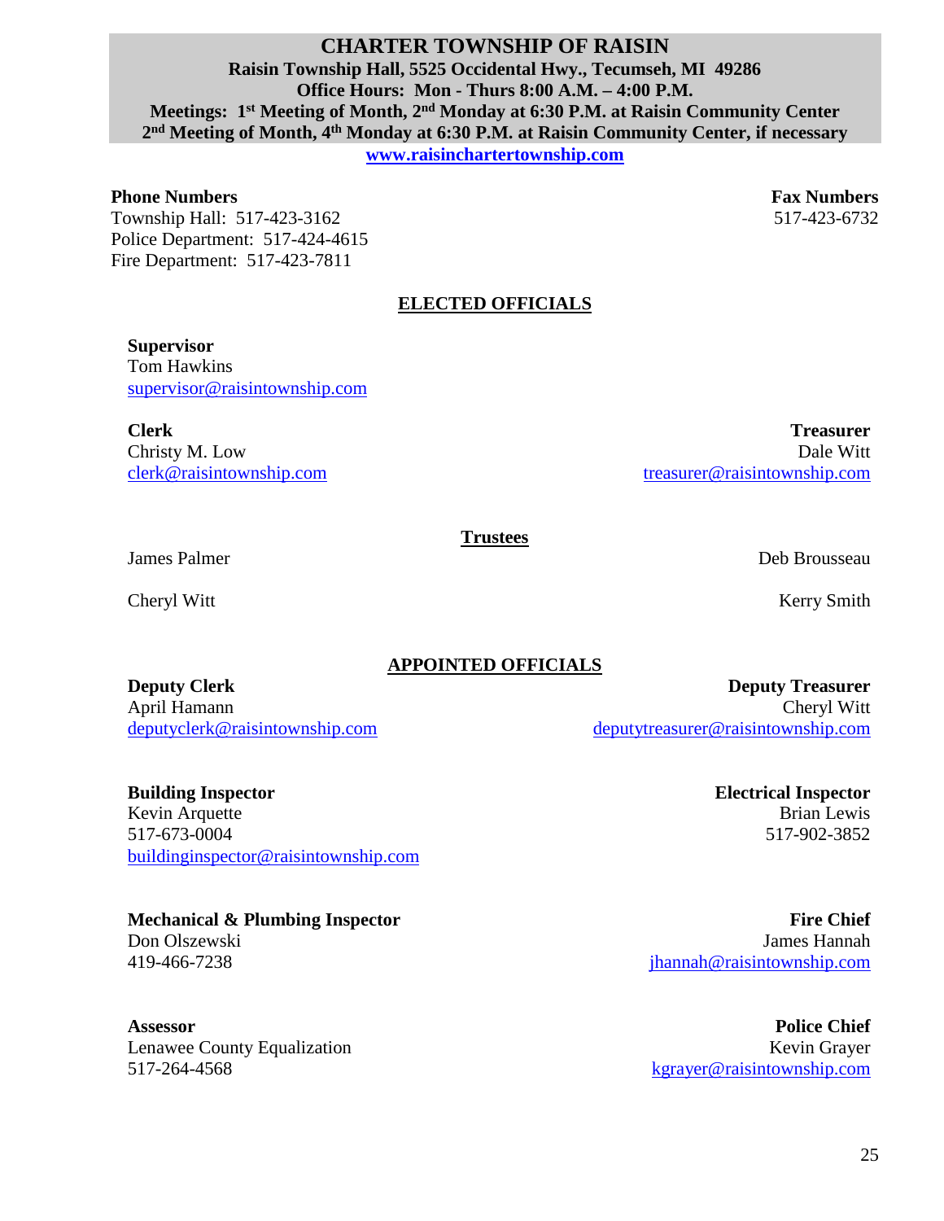# CHARTER TOWNSHIP OF RAISIN

**Raisin Township Hall, 5525 Occidental Hwy., Tecumseh, MI 49286**
**Office Hours: Mon - Thurs 8:00 A.M. – 4:00 P.M.**
**Meetings: 1st Meeting of Month, 2nd Monday at 6:30 P.M. at Raisin Community Center**
**2nd Meeting of Month, 4th Monday at 6:30 P.M. at Raisin Community Center, if necessary**
**www.raisinchartertownship.com**

**Phone Numbers**
Township Hall: 517-423-3162
Police Department: 517-424-4615
Fire Department: 517-423-7811

**Fax Numbers**
517-423-6732

## ELECTED OFFICIALS

**Supervisor**
Tom Hawkins
supervisor@raisintownship.com

**Clerk**
Christy M. Low
clerk@raisintownship.com

**Treasurer**
Dale Witt
treasurer@raisintownship.com

**Trustees**

James Palmer

Deb Brousseau

Cheryl Witt

Kerry Smith

## APPOINTED OFFICIALS

**Deputy Clerk**
April Hamann
deputyclerk@raisintownship.com

**Deputy Treasurer**
Cheryl Witt
deputytreasurer@raisintownship.com

**Building Inspector**
Kevin Arquette
517-673-0004
buildinginspector@raisintownship.com

**Electrical Inspector**
Brian Lewis
517-902-3852

**Mechanical & Plumbing Inspector**
Don Olszewski
419-466-7238

**Fire Chief**
James Hannah
jhannah@raisintownship.com

**Assessor**
Lenawee County Equalization
517-264-4568

**Police Chief**
Kevin Grayer
kgrayer@raisintownship.com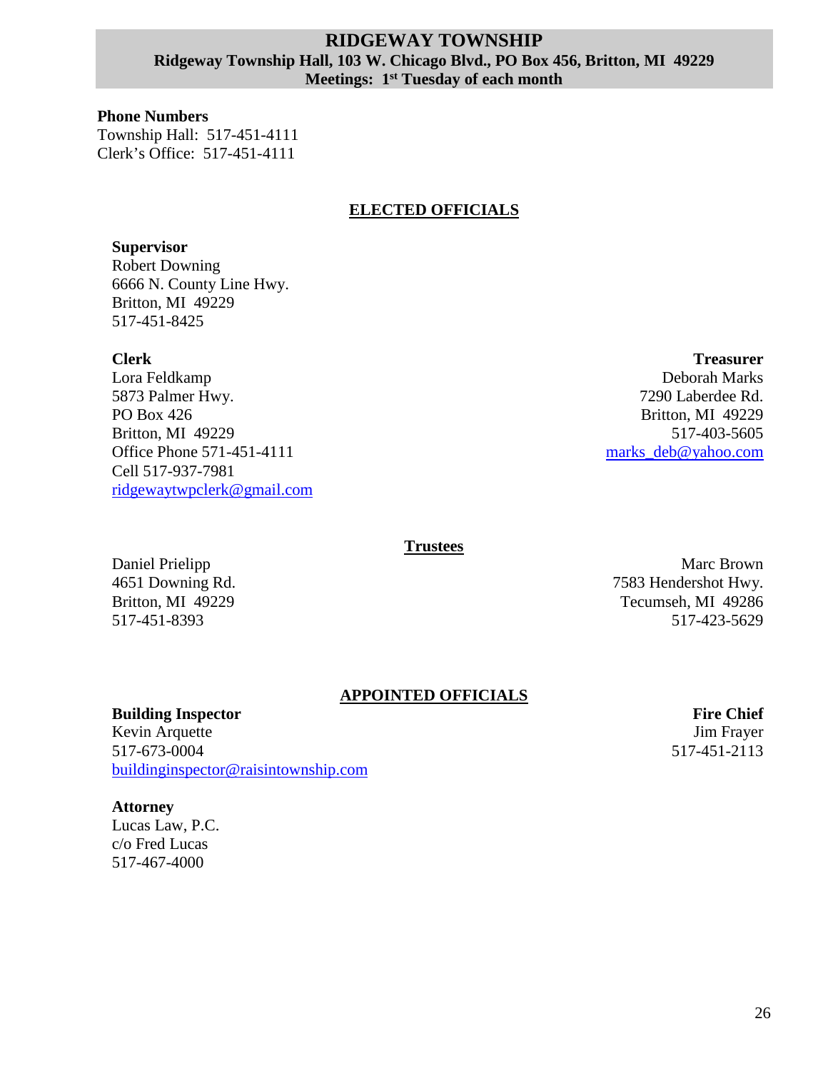# RIDGEWAY TOWNSHIP

**Ridgeway Township Hall, 103 W. Chicago Blvd., PO Box 456, Britton, MI 49229**
**Meetings: 1st Tuesday of each month**

**Phone Numbers**
Township Hall: 517-451-4111
Clerk's Office: 517-451-4111

## ELECTED OFFICIALS

**Supervisor**
Robert Downing
6666 N. County Line Hwy.
Britton, MI 49229
517-451-8425

**Clerk**
Lora Feldkamp
5873 Palmer Hwy.
PO Box 426
Britton, MI 49229
Office Phone 571-451-4111
Cell 517-937-7981
ridgewaytwpclerk@gmail.com

**Treasurer**
Deborah Marks
7290 Laberdee Rd.
Britton, MI 49229
517-403-5605
marks_deb@yahoo.com

### Trustees

Daniel Prielipp
4651 Downing Rd.
Britton, MI 49229
517-451-8393

Marc Brown
7583 Hendershot Hwy.
Tecumseh, MI 49286
517-423-5629

## APPOINTED OFFICIALS

**Building Inspector**
Kevin Arquette
517-673-0004
buildinginspector@raisintownship.com

**Fire Chief**
Jim Frayer
517-451-2113

**Attorney**
Lucas Law, P.C.
c/o Fred Lucas
517-467-4000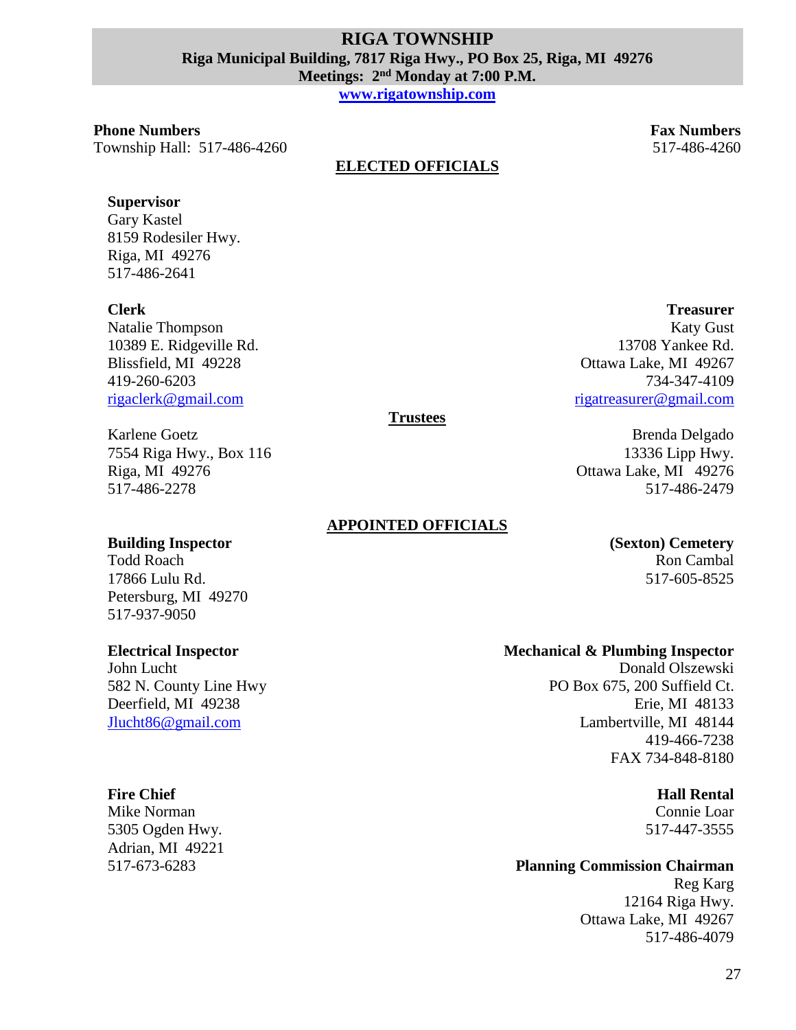# RIGA TOWNSHIP

**Riga Municipal Building, 7817 Riga Hwy., PO Box 25, Riga, MI 49276**

**Meetings: 2nd Monday at 7:00 P.M.**

**www.rigatownship.com**

**Phone Numbers**
Township Hall: 517-486-4260

**Fax Numbers**
517-486-4260

## ELECTED OFFICIALS

**Supervisor**
Gary Kastel
8159 Rodesiler Hwy.
Riga, MI 49276
517-486-2641

**Clerk**
Natalie Thompson
10389 E. Ridgeville Rd.
Blissfield, MI 49228
419-260-6203
rigaclerk@gmail.com

**Treasurer**
Katy Gust
13708 Yankee Rd.
Ottawa Lake, MI 49267
734-347-4109
rigatreasurer@gmail.com

**Trustees**

Karlene Goetz
7554 Riga Hwy., Box 116
Riga, MI 49276
517-486-2278

Brenda Delgado
13336 Lipp Hwy.
Ottawa Lake, MI 49276
517-486-2479

## APPOINTED OFFICIALS

**Building Inspector**
Todd Roach
17866 Lulu Rd.
Petersburg, MI 49270
517-937-9050

**(Sexton) Cemetery**
Ron Cambal
517-605-8525

**Electrical Inspector**
John Lucht
582 N. County Line Hwy
Deerfield, MI 49238
Jlucht86@gmail.com

**Mechanical & Plumbing Inspector**
Donald Olszewski
PO Box 675, 200 Suffield Ct.
Erie, MI 48133
Lambertville, MI 48144
419-466-7238
FAX 734-848-8180

**Fire Chief**
Mike Norman
5305 Ogden Hwy.
Adrian, MI 49221
517-673-6283

**Hall Rental**
Connie Loar
517-447-3555

**Planning Commission Chairman**
Reg Karg
12164 Riga Hwy.
Ottawa Lake, MI 49267
517-486-4079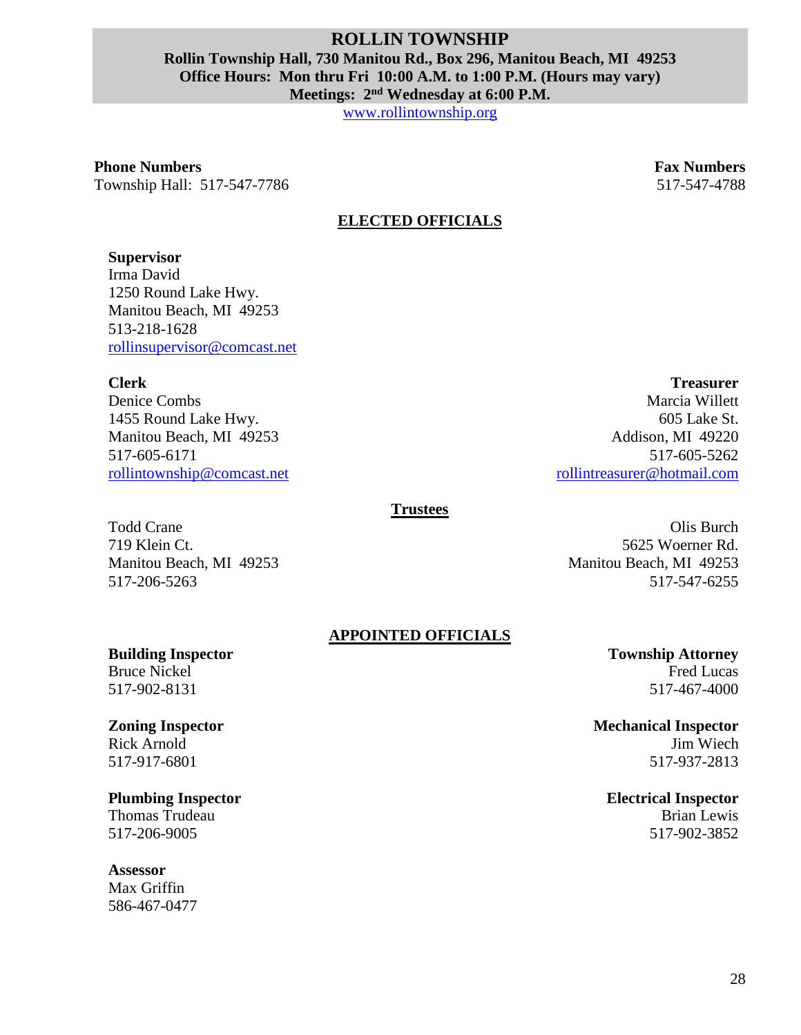# ROLLIN TOWNSHIP

**Rollin Township Hall, 730 Manitou Rd., Box 296, Manitou Beach, MI 49253**
**Office Hours: Mon thru Fri 10:00 A.M. to 1:00 P.M. (Hours may vary)**
**Meetings: 2nd Wednesday at 6:00 P.M.**
www.rollintownship.org

**Phone Numbers**
Township Hall: 517-547-7786

**Fax Numbers**
517-547-4788

## ELECTED OFFICIALS

**Supervisor**
Irma David
1250 Round Lake Hwy.
Manitou Beach, MI 49253
513-218-1628
rollinsupervisor@comcast.net

**Clerk**
Denice Combs
1455 Round Lake Hwy.
Manitou Beach, MI 49253
517-605-6171
rollintownship@comcast.net

**Treasurer**
Marcia Willett
605 Lake St.
Addison, MI 49220
517-605-5262
rollintreasurer@hotmail.com

### Trustees

Todd Crane
719 Klein Ct.
Manitou Beach, MI 49253
517-206-5263

Olis Burch
5625 Woerner Rd.
Manitou Beach, MI 49253
517-547-6255

## APPOINTED OFFICIALS

**Building Inspector**
Bruce Nickel
517-902-8131

**Township Attorney**
Fred Lucas
517-467-4000

**Zoning Inspector**
Rick Arnold
517-917-6801

**Mechanical Inspector**
Jim Wiech
517-937-2813

**Plumbing Inspector**
Thomas Trudeau
517-206-9005

**Electrical Inspector**
Brian Lewis
517-902-3852

**Assessor**
Max Griffin
586-467-0477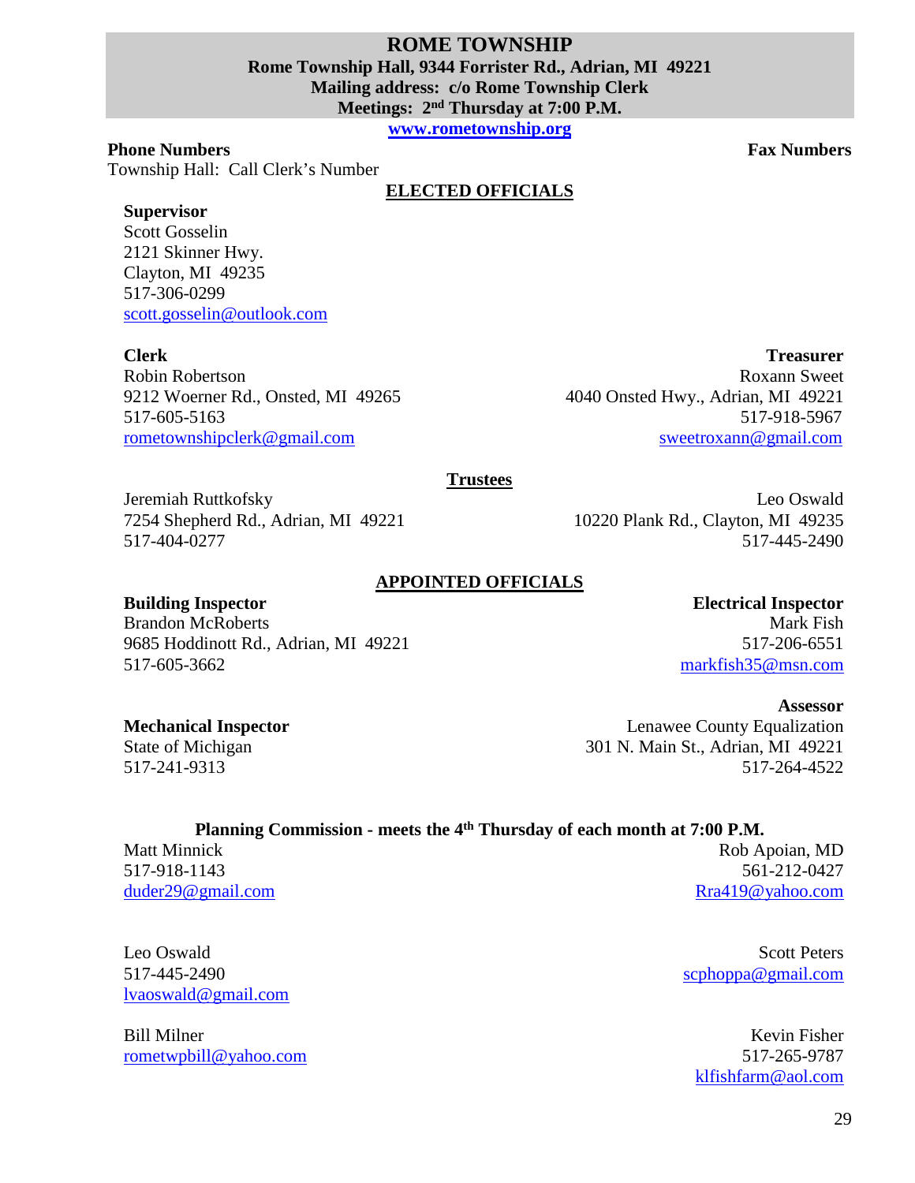# ROME TOWNSHIP

**Rome Township Hall, 9344 Forrister Rd., Adrian, MI 49221**
**Mailing address: c/o Rome Township Clerk**
**Meetings: 2nd Thursday at 7:00 P.M.**

**www.rometownship.org**

**Phone Numbers**

Township Hall: Call Clerk's Number

**Fax Numbers**

## ELECTED OFFICIALS

**Supervisor**
Scott Gosselin
2121 Skinner Hwy.
Clayton, MI 49235
517-306-0299
scott.gosselin@outlook.com

**Clerk**
Robin Robertson
9212 Woerner Rd., Onsted, MI 49265
517-605-5163
rometownshipclerk@gmail.com

**Treasurer**
Roxann Sweet
4040 Onsted Hwy., Adrian, MI 49221
517-918-5967
sweetroxann@gmail.com

### Trustees

Jeremiah Ruttkofsky
7254 Shepherd Rd., Adrian, MI 49221
517-404-0277

Leo Oswald
10220 Plank Rd., Clayton, MI 49235
517-445-2490

## APPOINTED OFFICIALS

**Building Inspector**
Brandon McRoberts
9685 Hoddinott Rd., Adrian, MI 49221
517-605-3662

**Electrical Inspector**
Mark Fish
517-206-6551
markfish35@msn.com

**Mechanical Inspector**
State of Michigan
517-241-9313

**Assessor**
Lenawee County Equalization
301 N. Main St., Adrian, MI 49221
517-264-4522

### Planning Commission - meets the 4th Thursday of each month at 7:00 P.M.

Matt Minnick
517-918-1143
duder29@gmail.com

Rob Apoian, MD
561-212-0427
Rra419@yahoo.com

Leo Oswald
517-445-2490
lvaoswald@gmail.com

Scott Peters
scphoppa@gmail.com

Bill Milner
rometwpbill@yahoo.com

Kevin Fisher
517-265-9787
klfishfarm@aol.com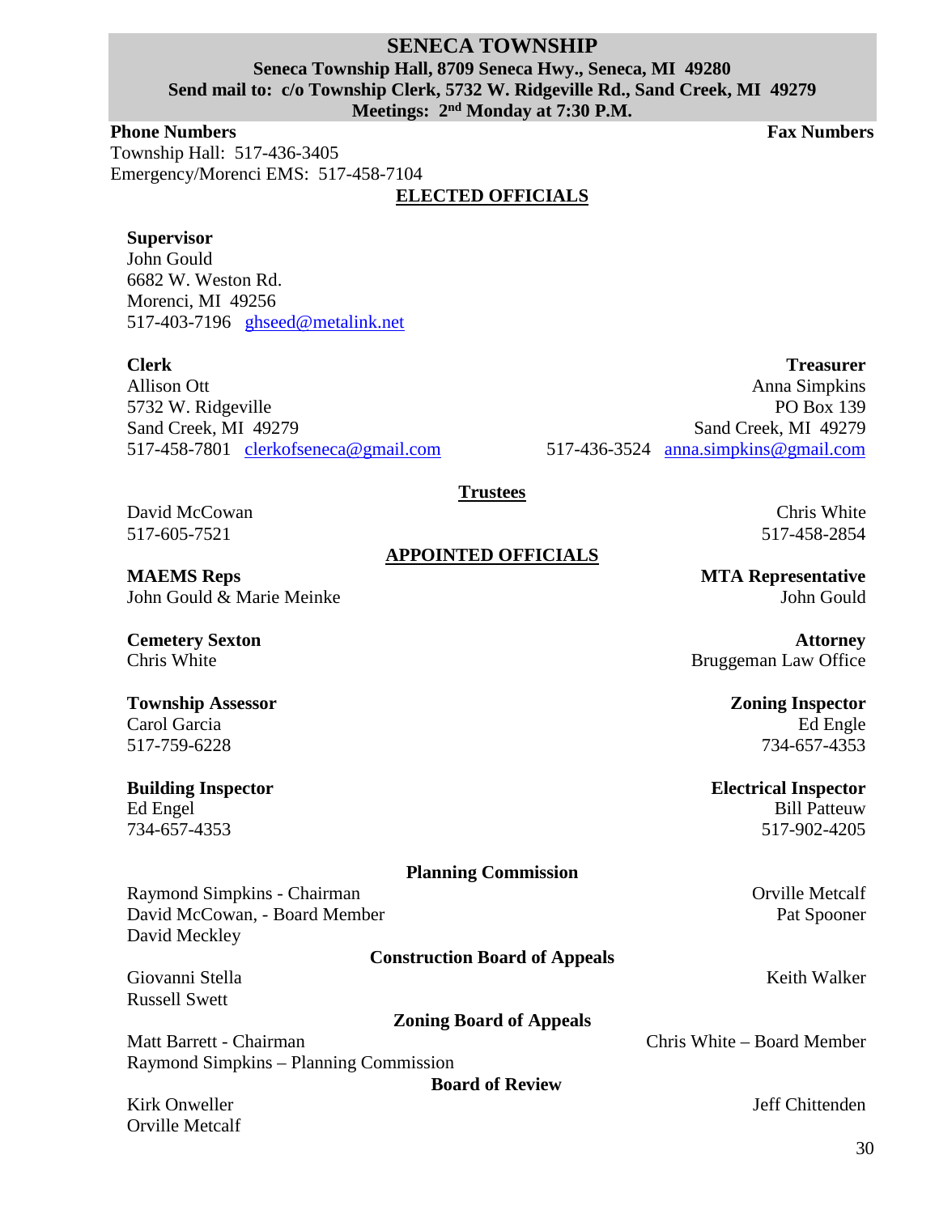# SENECA TOWNSHIP

**Seneca Township Hall, 8709 Seneca Hwy., Seneca, MI 49280**
**Send mail to: c/o Township Clerk, 5732 W. Ridgeville Rd., Sand Creek, MI 49279**
**Meetings: 2nd Monday at 7:30 P.M.**

**Phone Numbers**

Township Hall: 517-436-3405
Emergency/Morenci EMS: 517-458-7104

**Fax Numbers**

## ELECTED OFFICIALS

**Supervisor**
John Gould
6682 W. Weston Rd.
Morenci, MI 49256
517-403-7196 ghseed@metalink.net

**Clerk**
Allison Ott
5732 W. Ridgeville
Sand Creek, MI 49279
517-458-7801 clerkofseneca@gmail.com

**Treasurer**
Anna Simpkins
PO Box 139
Sand Creek, MI 49279
517-436-3524 anna.simpkins@gmail.com

### Trustees

David McCowan
517-605-7521

Chris White
517-458-2854

## APPOINTED OFFICIALS

**MAEMS Reps**
John Gould & Marie Meinke

**MTA Representative**
John Gould

**Cemetery Sexton**
Chris White

**Attorney**
Bruggeman Law Office

**Township Assessor**
Carol Garcia
517-759-6228

**Zoning Inspector**
Ed Engle
734-657-4353

**Building Inspector**
Ed Engel
734-657-4353

**Electrical Inspector**
Bill Patteuw
517-902-4205

### Planning Commission

Raymond Simpkins - Chairman
David McCowan, - Board Member
David Meckley
Orville Metcalf
Pat Spooner

### Construction Board of Appeals

Giovanni Stella
Russell Swett
Keith Walker

### Zoning Board of Appeals

Matt Barrett - Chairman
Raymond Simpkins – Planning Commission
Chris White – Board Member

### Board of Review

Kirk Onweller
Orville Metcalf
Jeff Chittenden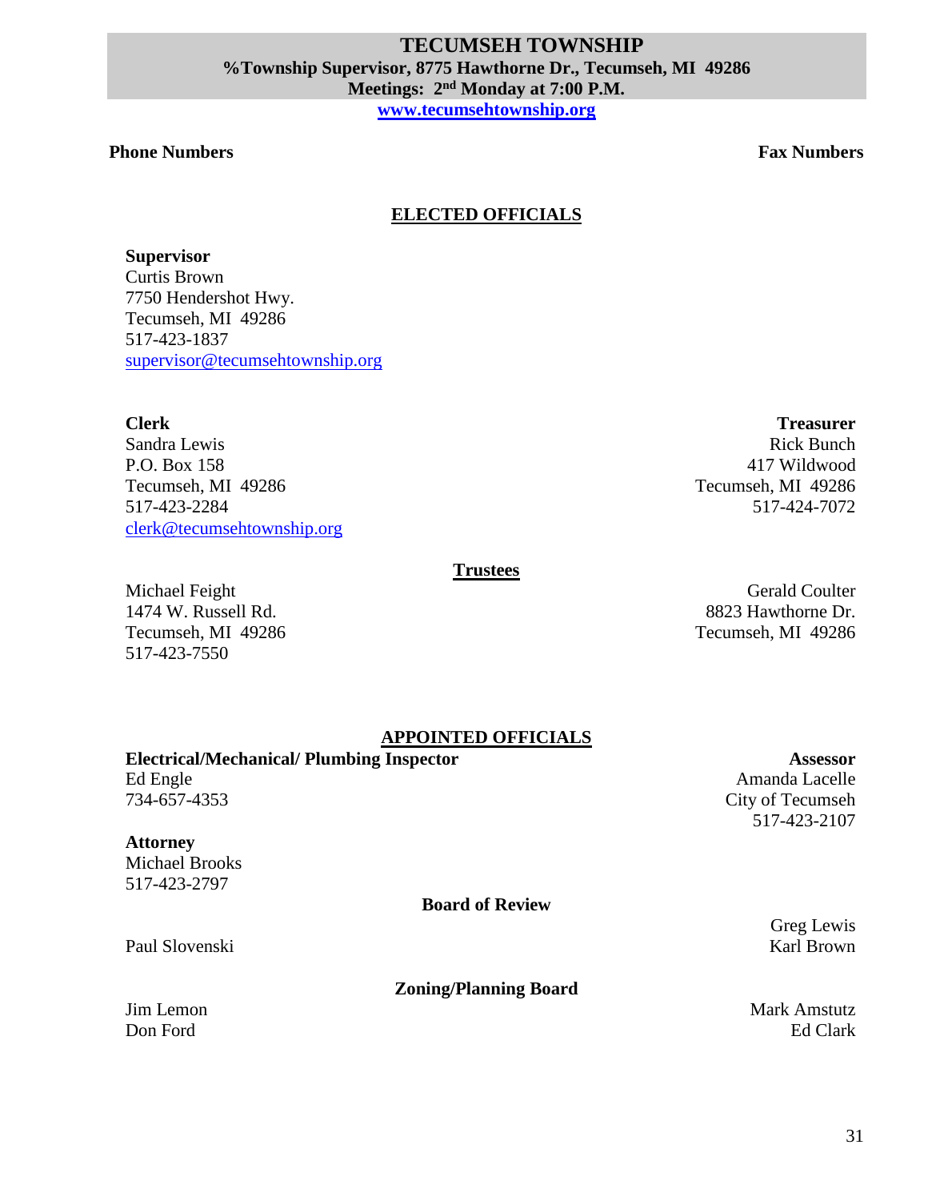# TECUMSEH TOWNSHIP

**%Township Supervisor, 8775 Hawthorne Dr., Tecumseh, MI 49286**

**Meetings: 2nd Monday at 7:00 P.M.**

**www.tecumsehtownship.org**

**Phone Numbers** | **Fax Numbers**

## ELECTED OFFICIALS

**Supervisor**
Curtis Brown
7750 Hendershot Hwy.
Tecumseh, MI 49286
517-423-1837
supervisor@tecumsehtownship.org

**Clerk**
Sandra Lewis
P.O. Box 158
Tecumseh, MI 49286
517-423-2284
clerk@tecumsehtownship.org

**Treasurer**
Rick Bunch
417 Wildwood
Tecumseh, MI 49286
517-424-7072

### Trustees

Michael Feight
1474 W. Russell Rd.
Tecumseh, MI 49286
517-423-7550

Gerald Coulter
8823 Hawthorne Dr.
Tecumseh, MI 49286

## APPOINTED OFFICIALS

**Electrical/Mechanical/ Plumbing Inspector**
Ed Engle
734-657-4353

**Assessor**
Amanda Lacelle
City of Tecumseh
517-423-2107

**Attorney**
Michael Brooks
517-423-2797

### Board of Review

Paul Slovenski
Greg Lewis
Karl Brown

### Zoning/Planning Board

Jim Lemon
Don Ford
Mark Amstutz
Ed Clark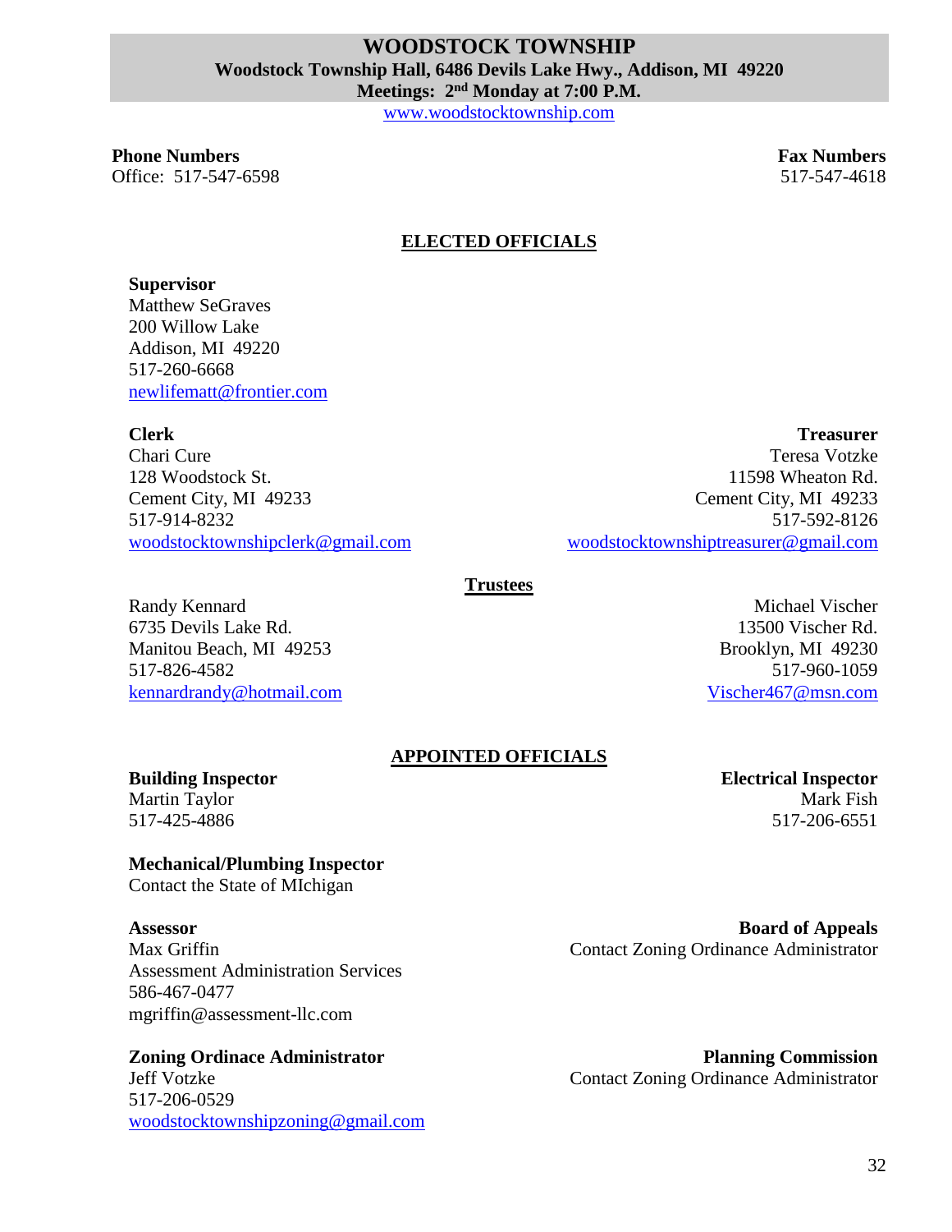# WOODSTOCK TOWNSHIP

**Woodstock Township Hall, 6486 Devils Lake Hwy., Addison, MI 49220**

**Meetings: 2nd Monday at 7:00 P.M.**

www.woodstocktownship.com

**Phone Numbers**
Office: 517-547-6598

**Fax Numbers**
517-547-4618

## ELECTED OFFICIALS

**Supervisor**
Matthew SeGraves
200 Willow Lake
Addison, MI 49220
517-260-6668
newlifematt@frontier.com

**Clerk**
Chari Cure
128 Woodstock St.
Cement City, MI 49233
517-914-8232
woodstocktownshipclerk@gmail.com

**Treasurer**
Teresa Votzke
11598 Wheaton Rd.
Cement City, MI 49233
517-592-8126
woodstocktownshiptreasurer@gmail.com

### Trustees

Randy Kennard
6735 Devils Lake Rd.
Manitou Beach, MI 49253
517-826-4582
kennardrandy@hotmail.com

Michael Vischer
13500 Vischer Rd.
Brooklyn, MI 49230
517-960-1059
Vischer467@msn.com

## APPOINTED OFFICIALS

**Building Inspector**
Martin Taylor
517-425-4886

**Electrical Inspector**
Mark Fish
517-206-6551

**Mechanical/Plumbing Inspector**
Contact the State of MIchigan

**Assessor**
Max Griffin
Assessment Administration Services
586-467-0477
mgriffin@assessment-llc.com

**Board of Appeals**
Contact Zoning Ordinance Administrator

**Zoning Ordinace Administrator**
Jeff Votzke
517-206-0529
woodstocktownshipzoning@gmail.com

**Planning Commission**
Contact Zoning Ordinance Administrator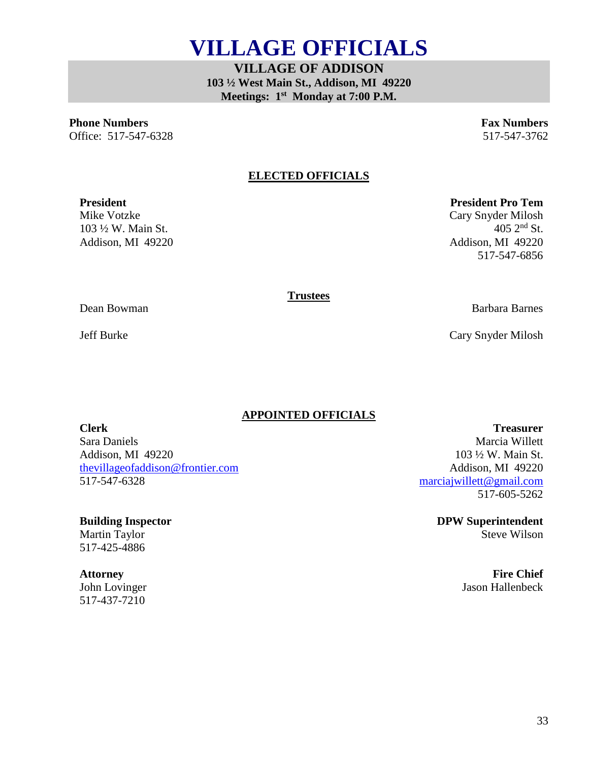# VILLAGE OFFICIALS

**VILLAGE OF ADDISON**
**103 ½ West Main St., Addison, MI 49220**
**Meetings: 1st Monday at 7:00 P.M.**

**Phone Numbers**
Office: 517-547-6328

**Fax Numbers**
517-547-3762

## ELECTED OFFICIALS

**President**
Mike Votzke
103 ½ W. Main St.
Addison, MI 49220

**President Pro Tem**
Cary Snyder Milosh
405 2nd St.
Addison, MI 49220
517-547-6856

### Trustees

Dean Bowman

Barbara Barnes

Jeff Burke

Cary Snyder Milosh

## APPOINTED OFFICIALS

**Clerk**
Sara Daniels
Addison, MI 49220
thevillageofaddison@frontier.com
517-547-6328

**Treasurer**
Marcia Willett
103 ½ W. Main St.
Addison, MI 49220
marciajwillett@gmail.com
517-605-5262

**Building Inspector**
Martin Taylor
517-425-4886

**DPW Superintendent**
Steve Wilson

**Attorney**
John Lovinger
517-437-7210

**Fire Chief**
Jason Hallenbeck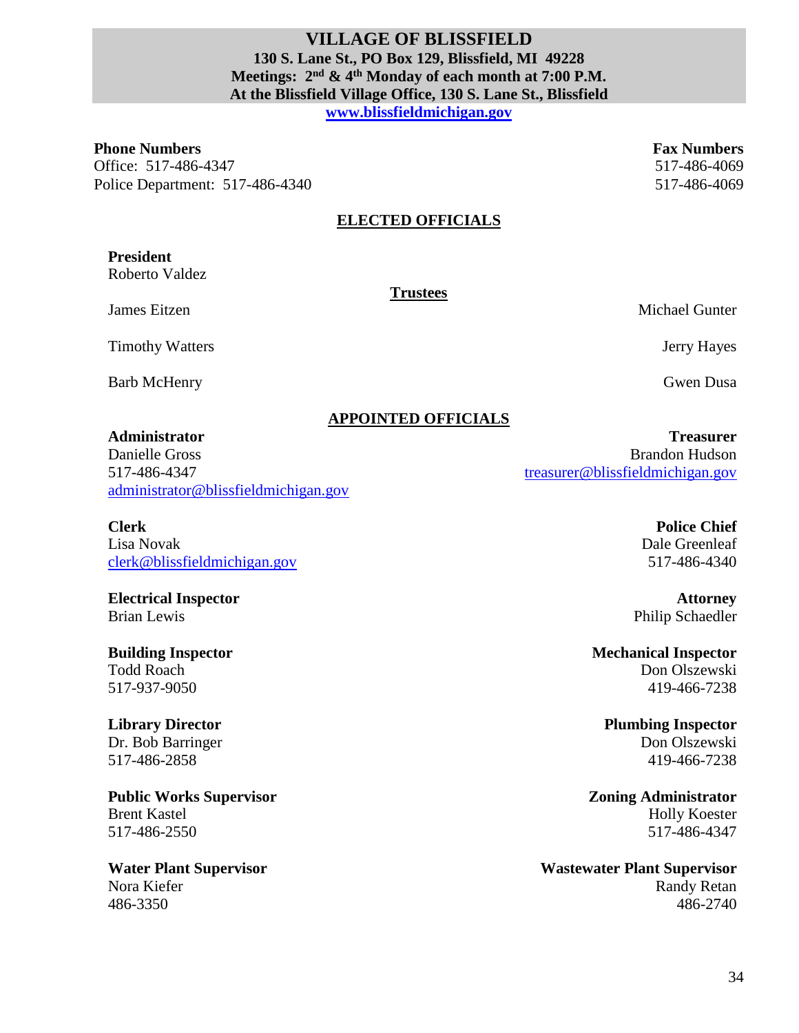# VILLAGE OF BLISSFIELD

**130 S. Lane St., PO Box 129, Blissfield, MI 49228**
**Meetings: 2nd & 4th Monday of each month at 7:00 P.M.**
**At the Blissfield Village Office, 130 S. Lane St., Blissfield**
**www.blissfieldmichigan.gov**

| **Phone Numbers** | **Fax Numbers** |
|---|---|
| Office: 517-486-4347 | 517-486-4069 |
| Police Department: 517-486-4340 | 517-486-4069 |

## ELECTED OFFICIALS

**President**
Roberto Valdez

**Trustees**

- James Eitzen
- Michael Gunter
- Timothy Watters
- Jerry Hayes
- Barb McHenry
- Gwen Dusa

## APPOINTED OFFICIALS

**Administrator**
Danielle Gross
517-486-4347
administrator@blissfieldmichigan.gov

**Treasurer**
Brandon Hudson
treasurer@blissfieldmichigan.gov

**Clerk**
Lisa Novak
clerk@blissfieldmichigan.gov

**Police Chief**
Dale Greenleaf
517-486-4340

**Electrical Inspector**
Brian Lewis

**Attorney**
Philip Schaedler

**Building Inspector**
Todd Roach
517-937-9050

**Mechanical Inspector**
Don Olszewski
419-466-7238

**Library Director**
Dr. Bob Barringer
517-486-2858

**Plumbing Inspector**
Don Olszewski
419-466-7238

**Public Works Supervisor**
Brent Kastel
517-486-2550

**Zoning Administrator**
Holly Koester
517-486-4347

**Water Plant Supervisor**
Nora Kiefer
486-3350

**Wastewater Plant Supervisor**
Randy Retan
486-2740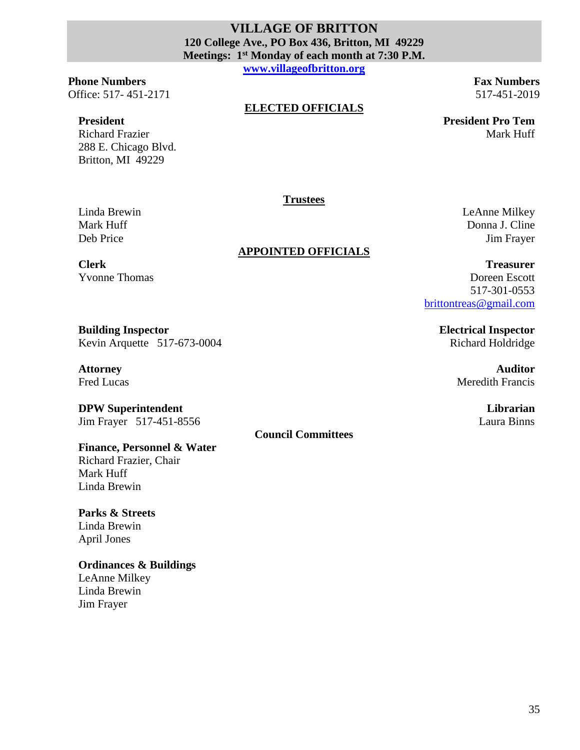# VILLAGE OF BRITTON

**120 College Ave., PO Box 436, Britton, MI 49229**

**Meetings: 1st Monday of each month at 7:30 P.M.**

**www.villageofbritton.org**

**Phone Numbers**
Office: 517- 451-2171

**Fax Numbers**
517-451-2019

## ELECTED OFFICIALS

**President**
Richard Frazier
288 E. Chicago Blvd.
Britton, MI 49229

**President Pro Tem**
Mark Huff

### Trustees

Linda Brewin
Mark Huff
Deb Price
LeAnne Milkey
Donna J. Cline
Jim Frayer

## APPOINTED OFFICIALS

**Clerk**
Yvonne Thomas

**Treasurer**
Doreen Escott
517-301-0553
brittontreas@gmail.com

**Building Inspector**
Kevin Arquette 517-673-0004

**Electrical Inspector**
Richard Holdridge

**Attorney**
Fred Lucas

**Auditor**
Meredith Francis

**DPW Superintendent**
Jim Frayer 517-451-8556

**Librarian**
Laura Binns

### Council Committees

**Finance, Personnel & Water**
Richard Frazier, Chair
Mark Huff
Linda Brewin

**Parks & Streets**
Linda Brewin
April Jones

**Ordinances & Buildings**
LeAnne Milkey
Linda Brewin
Jim Frayer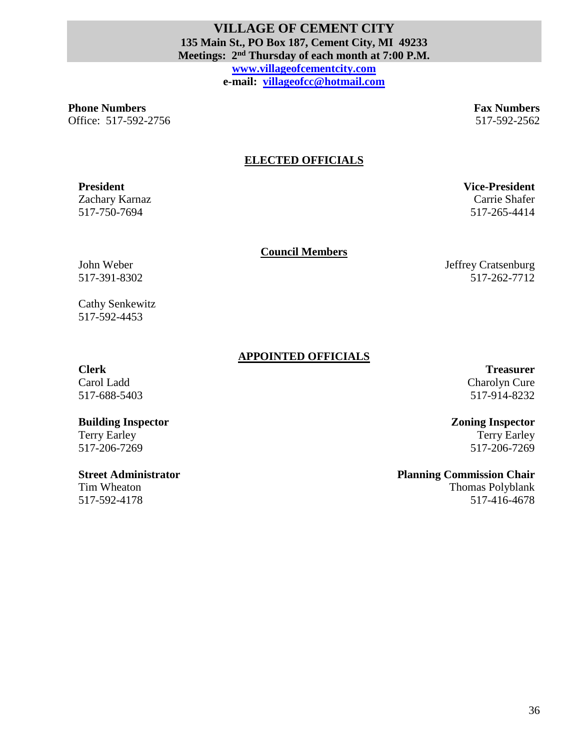# VILLAGE OF CEMENT CITY

**135 Main St., PO Box 187, Cement City, MI 49233**

**Meetings: 2nd Thursday of each month at 7:00 P.M.**

**www.villageofcementcity.com**

**e-mail: villageofcc@hotmail.com**

**Phone Numbers**
Office: 517-592-2756

**Fax Numbers**
517-592-2562

## ELECTED OFFICIALS

**President**
Zachary Karnaz
517-750-7694

**Vice-President**
Carrie Shafer
517-265-4414

### Council Members

John Weber
517-391-8302

Jeffrey Cratsenburg
517-262-7712

Cathy Senkewitz
517-592-4453

## APPOINTED OFFICIALS

**Clerk**
Carol Ladd
517-688-5403

**Treasurer**
Charolyn Cure
517-914-8232

**Building Inspector**
Terry Earley
517-206-7269

**Zoning Inspector**
Terry Earley
517-206-7269

**Street Administrator**
Tim Wheaton
517-592-4178

**Planning Commission Chair**
Thomas Polyblank
517-416-4678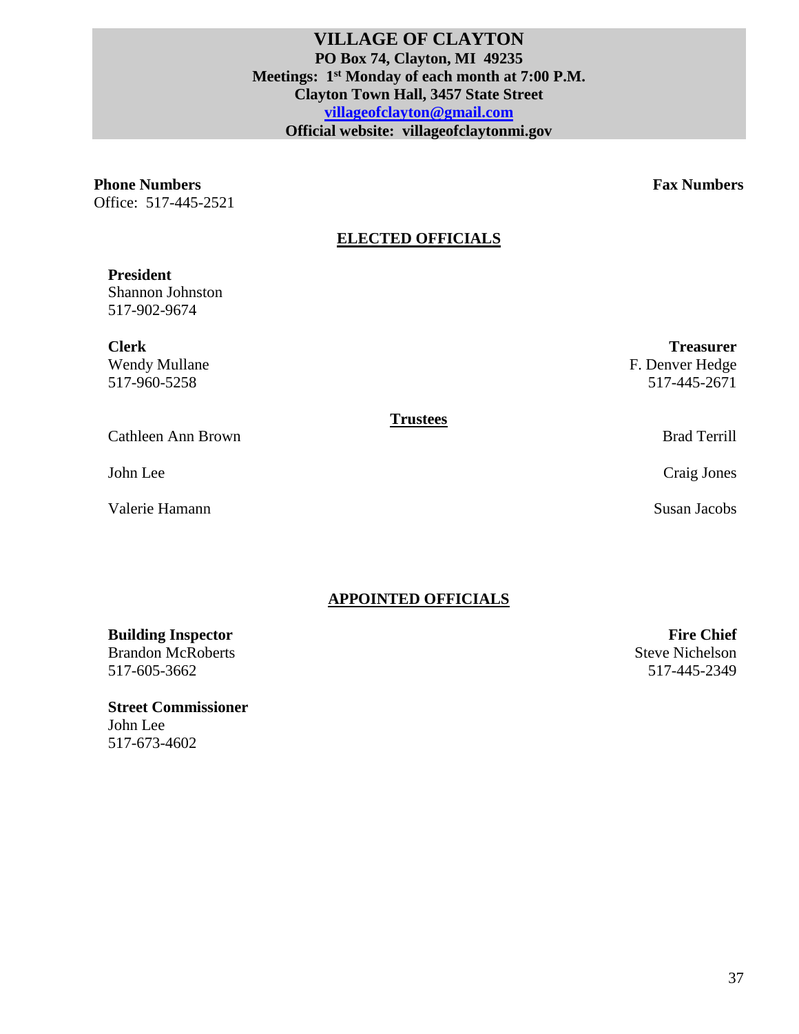# VILLAGE OF CLAYTON

**PO Box 74, Clayton, MI 49235**
**Meetings: 1st Monday of each month at 7:00 P.M.**
**Clayton Town Hall, 3457 State Street**
**villageofclayton@gmail.com**
**Official website: villageofclaytonmi.gov**

**Phone Numbers**
Office: 517-445-2521

**Fax Numbers**

## ELECTED OFFICIALS

**President**
Shannon Johnston
517-902-9674

**Clerk**
Wendy Mullane
517-960-5258

**Treasurer**
F. Denver Hedge
517-445-2671

**Trustees**

Cathleen Ann Brown

John Lee

Valerie Hamann

Brad Terrill

Craig Jones

Susan Jacobs

## APPOINTED OFFICIALS

**Building Inspector**
Brandon McRoberts
517-605-3662

**Fire Chief**
Steve Nichelson
517-445-2349

**Street Commissioner**
John Lee
517-673-4602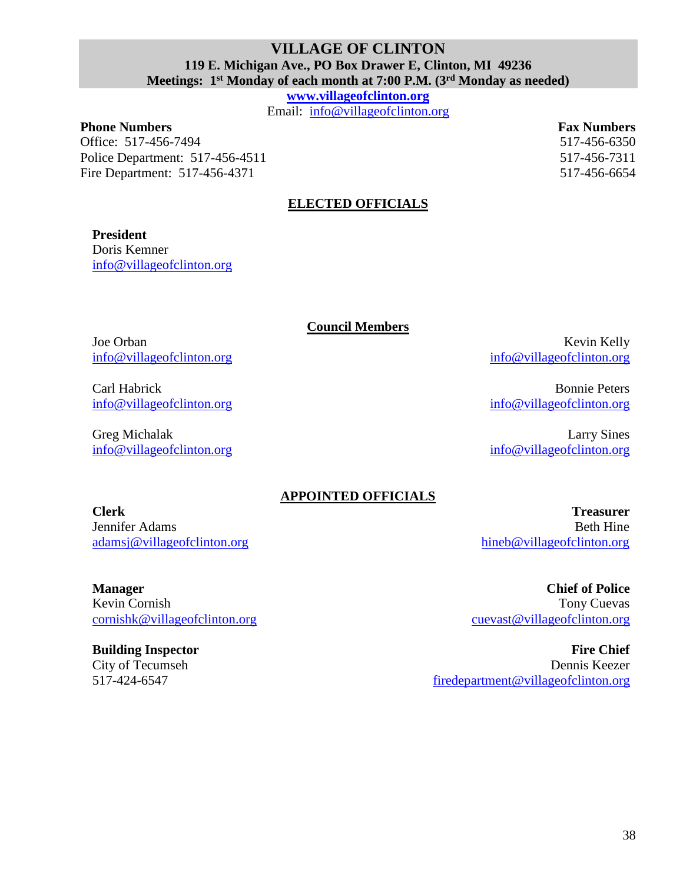# VILLAGE OF CLINTON

**119 E. Michigan Ave., PO Box Drawer E, Clinton, MI 49236**

**Meetings: 1st Monday of each month at 7:00 P.M. (3rd Monday as needed)**

**www.villageofclinton.org**

Email: info@villageofclinton.org

| Phone Numbers | Fax Numbers |
|---|---|
| Office: 517-456-7494 | 517-456-6350 |
| Police Department: 517-456-4511 | 517-456-7311 |
| Fire Department: 517-456-4371 | 517-456-6654 |

## ELECTED OFFICIALS

**President**
Doris Kemner
info@villageofclinton.org

### Council Members

Joe Orban
info@villageofclinton.org

Kevin Kelly
info@villageofclinton.org

Carl Habrick
info@villageofclinton.org

Bonnie Peters
info@villageofclinton.org

Greg Michalak
info@villageofclinton.org

Larry Sines
info@villageofclinton.org

## APPOINTED OFFICIALS

**Clerk**
Jennifer Adams
adamsj@villageofclinton.org

**Treasurer**
Beth Hine
hineb@villageofclinton.org

**Manager**
Kevin Cornish
cornishk@villageofclinton.org

**Chief of Police**
Tony Cuevas
cuevast@villageofclinton.org

**Building Inspector**
City of Tecumseh
517-424-6547

**Fire Chief**
Dennis Keezer
firedepartment@villageofclinton.org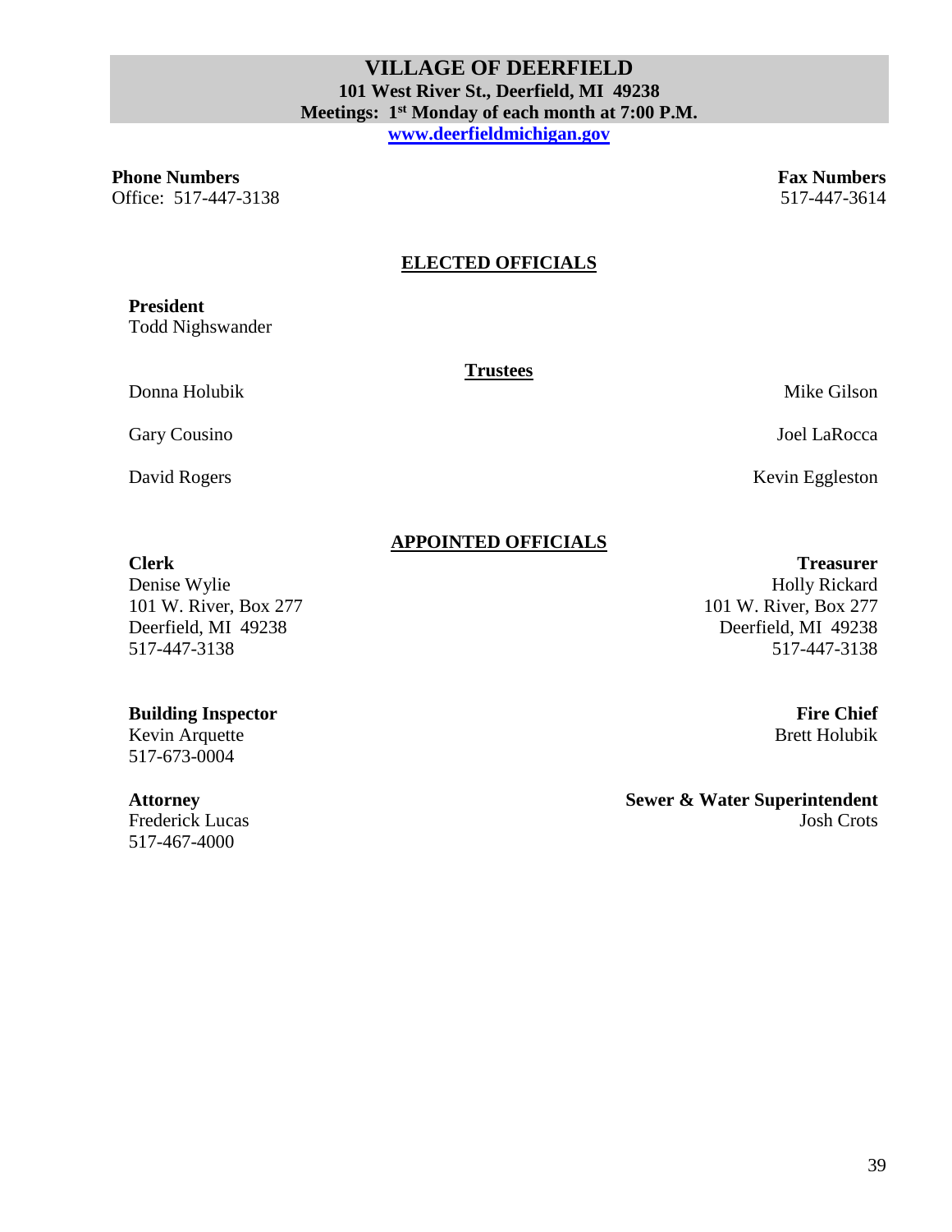# VILLAGE OF DEERFIELD

**101 West River St., Deerfield, MI 49238**

**Meetings: 1st Monday of each month at 7:00 P.M.**

[www.deerfieldmichigan.gov](http://www.deerfieldmichigan.gov)

**Phone Numbers**
Office: 517-447-3138

**Fax Numbers**
517-447-3614

## ELECTED OFFICIALS

**President**
Todd Nighswander

### Trustees

Donna Holubik

Mike Gilson

Gary Cousino

Joel LaRocca

David Rogers

Kevin Eggleston

## APPOINTED OFFICIALS

**Clerk**
Denise Wylie
101 W. River, Box 277
Deerfield, MI 49238
517-447-3138

**Treasurer**
Holly Rickard
101 W. River, Box 277
Deerfield, MI 49238
517-447-3138

**Building Inspector**
Kevin Arquette
517-673-0004

**Fire Chief**
Brett Holubik

**Attorney**
Frederick Lucas
517-467-4000

**Sewer & Water Superintendent**
Josh Crots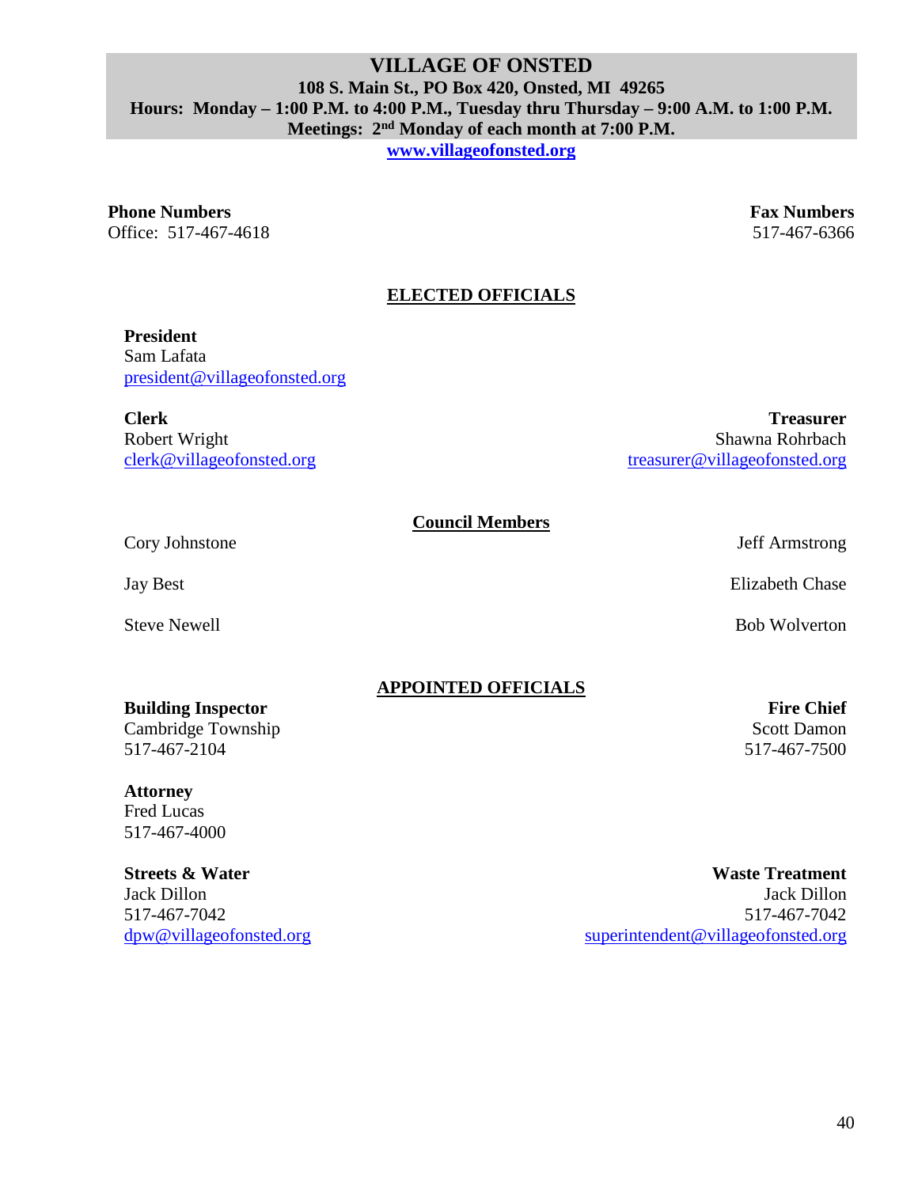# VILLAGE OF ONSTED

**108 S. Main St., PO Box 420, Onsted, MI 49265**
**Hours: Monday – 1:00 P.M. to 4:00 P.M., Tuesday thru Thursday – 9:00 A.M. to 1:00 P.M.**
**Meetings: 2nd Monday of each month at 7:00 P.M.**
**www.villageofonsted.org**

**Phone Numbers**
Office: 517-467-4618

**Fax Numbers**
517-467-6366

## ELECTED OFFICIALS

**President**
Sam Lafata
president@villageofonsted.org

**Clerk**
Robert Wright
clerk@villageofonsted.org

**Treasurer**
Shawna Rohrbach
treasurer@villageofonsted.org

### Council Members

Cory Johnstone

Jeff Armstrong

Jay Best

Elizabeth Chase

Steve Newell

Bob Wolverton

## APPOINTED OFFICIALS

**Building Inspector**
Cambridge Township
517-467-2104

**Fire Chief**
Scott Damon
517-467-7500

**Attorney**
Fred Lucas
517-467-4000

**Streets & Water**
Jack Dillon
517-467-7042
dpw@villageofonsted.org

**Waste Treatment**
Jack Dillon
517-467-7042
superintendent@villageofonsted.org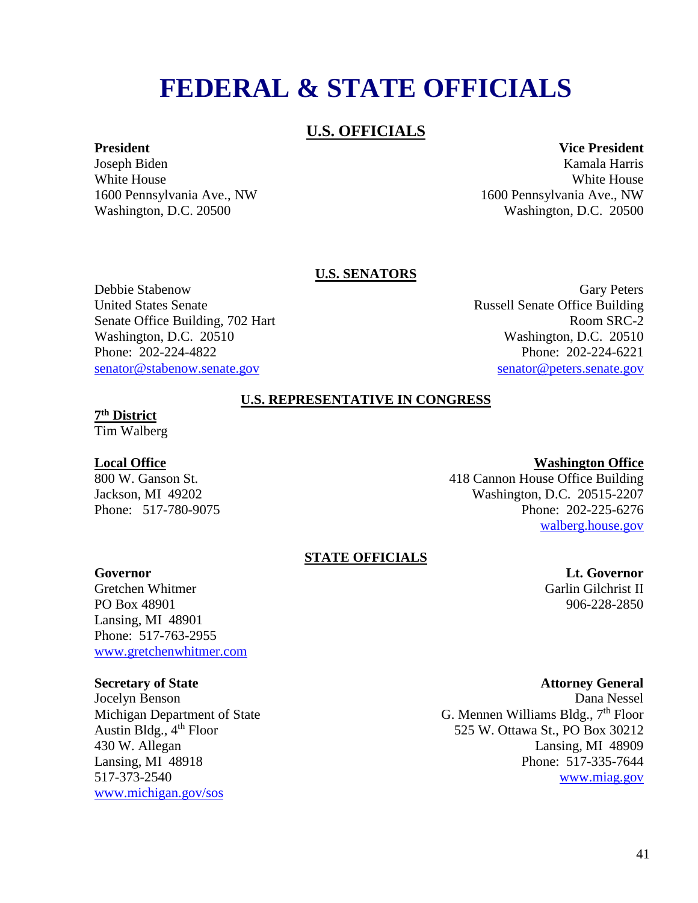# FEDERAL & STATE OFFICIALS

## U.S. OFFICIALS

**President**
Joseph Biden
White House
1600 Pennsylvania Ave., NW
Washington, D.C. 20500

**Vice President**
Kamala Harris
White House
1600 Pennsylvania Ave., NW
Washington, D.C. 20500

### U.S. SENATORS

Debbie Stabenow
United States Senate
Senate Office Building, 702 Hart
Washington, D.C. 20510
Phone: 202-224-4822
senator@stabenow.senate.gov

Gary Peters
Russell Senate Office Building
Room SRC-2
Washington, D.C. 20510
Phone: 202-224-6221
senator@peters.senate.gov

### U.S. REPRESENTATIVE IN CONGRESS

**7th District**
Tim Walberg

**Local Office**
800 W. Ganson St.
Jackson, MI 49202
Phone: 517-780-9075

**Washington Office**
418 Cannon House Office Building
Washington, D.C. 20515-2207
Phone: 202-225-6276
walberg.house.gov

### STATE OFFICIALS

**Governor**
Gretchen Whitmer
PO Box 48901
Lansing, MI 48901
Phone: 517-763-2955
www.gretchenwhitmer.com

**Lt. Governor**
Garlin Gilchrist II
906-228-2850

**Secretary of State**
Jocelyn Benson
Michigan Department of State
Austin Bldg., 4th Floor
430 W. Allegan
Lansing, MI 48918
517-373-2540
www.michigan.gov/sos

**Attorney General**
Dana Nessel
G. Mennen Williams Bldg., 7th Floor
525 W. Ottawa St., PO Box 30212
Lansing, MI 48909
Phone: 517-335-7644
www.miag.gov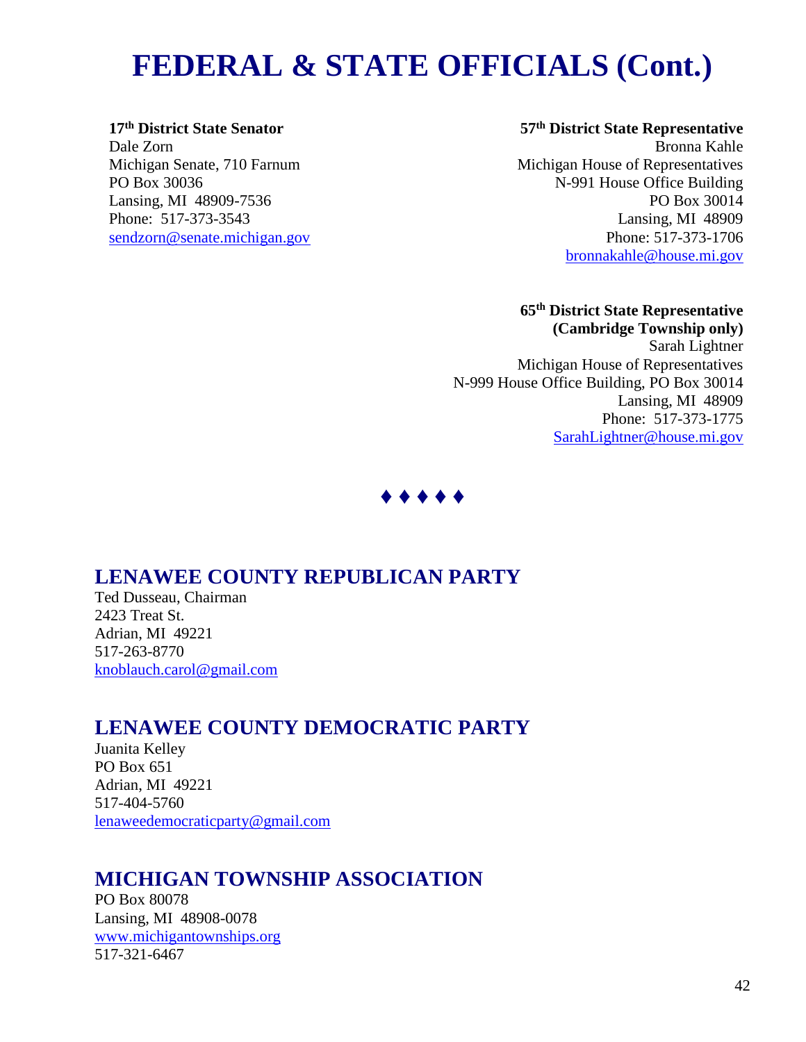# FEDERAL & STATE OFFICIALS (Cont.)

**17th District State Senator**
Dale Zorn
Michigan Senate, 710 Farnum
PO Box 30036
Lansing, MI 48909-7536
Phone: 517-373-3543
sendzorn@senate.michigan.gov

**57th District State Representative**
Bronna Kahle
Michigan House of Representatives
N-991 House Office Building
PO Box 30014
Lansing, MI 48909
Phone: 517-373-1706
bronnakahle@house.mi.gov

**65th District State Representative**
**(Cambridge Township only)**
Sarah Lightner
Michigan House of Representatives
N-999 House Office Building, PO Box 30014
Lansing, MI 48909
Phone: 517-373-1775
SarahLightner@house.mi.gov

♦ ♦ ♦ ♦ ♦

## LENAWEE COUNTY REPUBLICAN PARTY

Ted Dusseau, Chairman
2423 Treat St.
Adrian, MI 49221
517-263-8770
knoblauch.carol@gmail.com

## LENAWEE COUNTY DEMOCRATIC PARTY

Juanita Kelley
PO Box 651
Adrian, MI 49221
517-404-5760
lenaweedemocraticparty@gmail.com

## MICHIGAN TOWNSHIP ASSOCIATION

PO Box 80078
Lansing, MI 48908-0078
www.michigantownships.org
517-321-6467